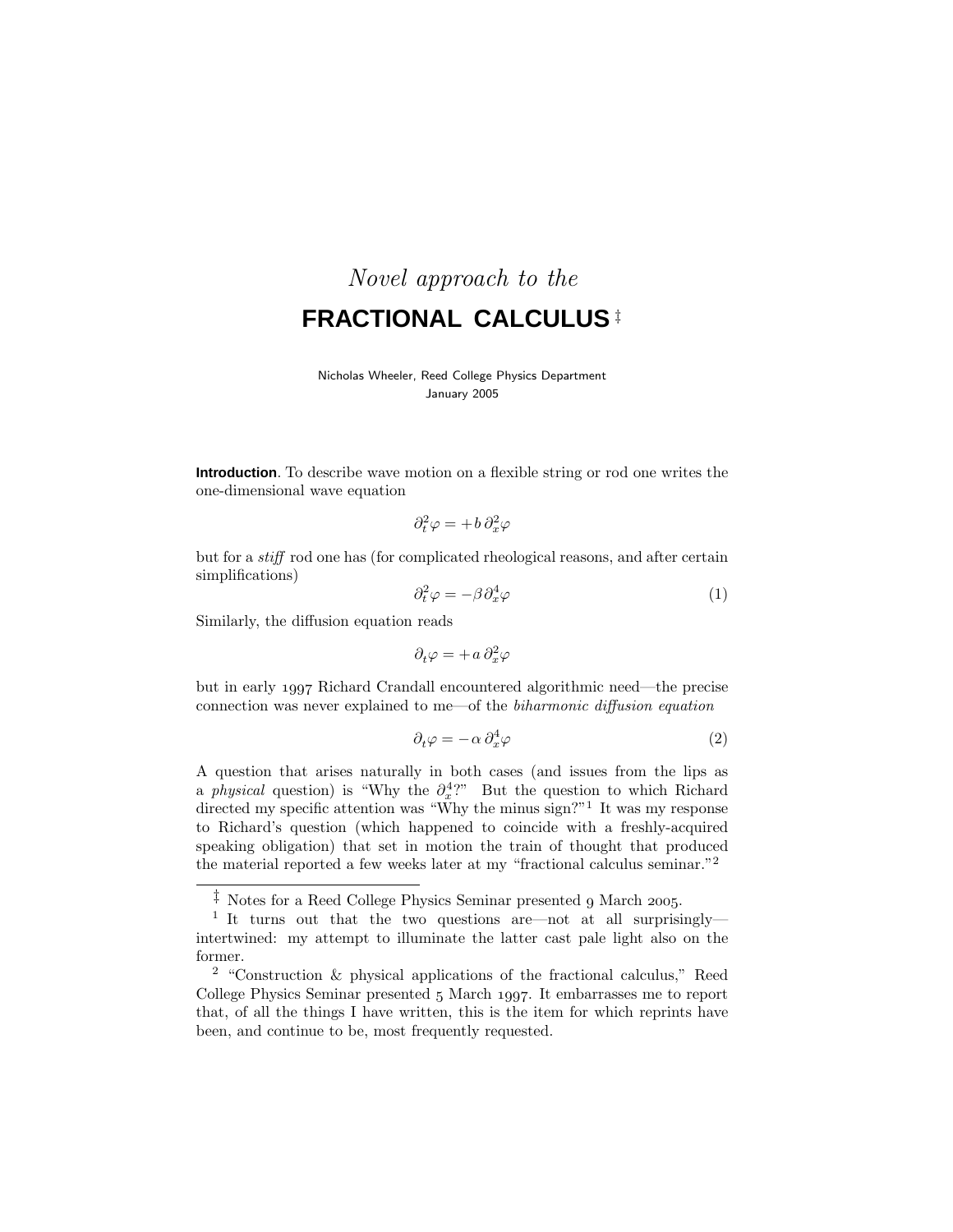# *Novel approach to the*

# **FRACTIONAL CALCULUS** ‡

Nicholas Wheeler, Reed College Physics Department
January 2005

**Introduction**. To describe wave motion on a flexible string or rod one writes the one-dimensional wave equation

$$\partial_t^2 \varphi = +b\, \partial_x^2 \varphi$$

but for a *stiff* rod one has (for complicated rheological reasons, and after certain simplifications)

$$\partial_t^2 \varphi = -\beta\, \partial_x^4 \varphi \tag{1}$$

Similarly, the diffusion equation reads

$$\partial_t \varphi = +a\, \partial_x^2 \varphi$$

but in early 1997 Richard Crandall encountered algorithmic need—the precise connection was never explained to me—of the *biharmonic diffusion equation*

$$\partial_t \varphi = -\alpha\, \partial_x^4 \varphi \tag{2}$$

A question that arises naturally in both cases (and issues from the lips as a *physical* question) is "Why the $\partial_x^4$?" But the question to which Richard directed my specific attention was "Why the minus sign?"[1] It was my response to Richard's question (which happened to coincide with a freshly-acquired speaking obligation) that set in motion the train of thought that produced the material reported a few weeks later at my "fractional calculus seminar."[2]

---

‡ Notes for a Reed College Physics Seminar presented 9 March 2005.

[1] It turns out that the two questions are—not at all surprisingly—intertwined: my attempt to illuminate the latter cast pale light also on the former.

[2] "Construction & physical applications of the fractional calculus," Reed College Physics Seminar presented 5 March 1997. It embarrasses me to report that, of all the things I have written, this is the item for which reprints have been, and continue to be, most frequently requested.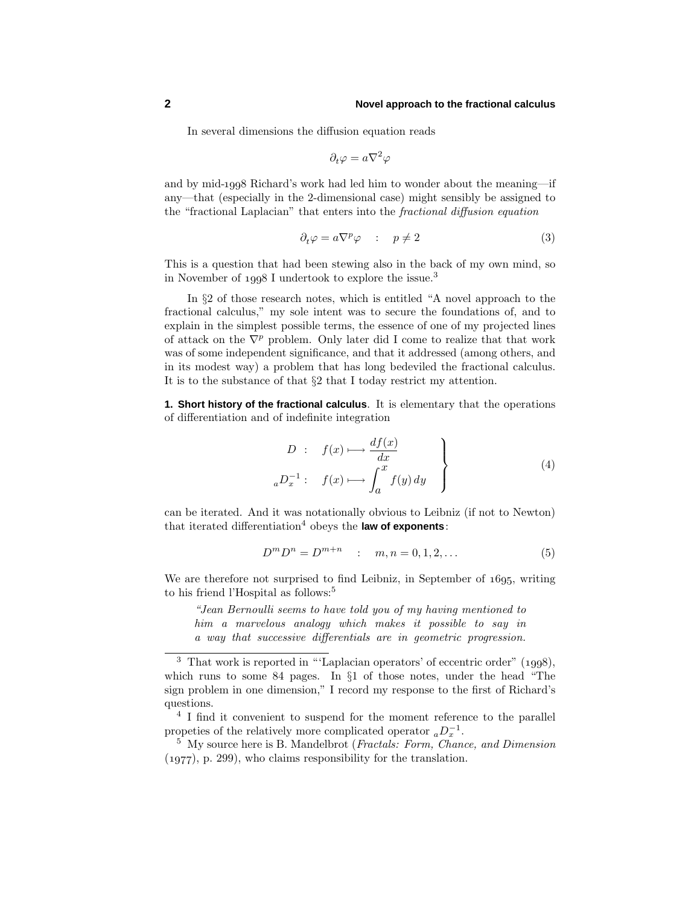In several dimensions the diffusion equation reads

$$\partial_t \varphi = a\nabla^2\varphi$$

and by mid-1998 Richard's work had led him to wonder about the meaning—if any—that (especially in the 2-dimensional case) might sensibly be assigned to the "fractional Laplacian" that enters into the *fractional diffusion equation*

$$\partial_t \varphi = a\nabla^p\varphi \quad : \quad p \neq 2 \tag{3}$$

This is a question that had been stewing also in the back of my own mind, so in November of 1998 I undertook to explore the issue.[3]

In §2 of those research notes, which is entitled "A novel approach to the fractional calculus," my sole intent was to secure the foundations of, and to explain in the simplest possible terms, the essence of one of my projected lines of attack on the $\nabla^p$ problem. Only later did I come to realize that that work was of some independent significance, and that it addressed (among others, and in its modest way) a problem that has long bedeviled the fractional calculus. It is to the substance of that §2 that I today restrict my attention.

**1. Short history of the fractional calculus**. It is elementary that the operations of differentiation and of indefinite integration

$$\left.\begin{aligned} D \ &: \quad f(x) \longmapsto \frac{df(x)}{dx} \\ {}_aD_x^{-1} &: \quad f(x) \longmapsto \int_a^x f(y)\,dy \end{aligned}\right\} \tag{4}$$

can be iterated. And it was notationally obvious to Leibniz (if not to Newton) that iterated differentiation[4] obeys the **law of exponents**:

$$D^m D^n = D^{m+n} \quad : \quad m, n = 0, 1, 2, \ldots \tag{5}$$

We are therefore not surprised to find Leibniz, in September of 1695, writing to his friend l'Hospital as follows:[5]

> *"Jean Bernoulli seems to have told you of my having mentioned to him a marvelous analogy which makes it possible to say in a way that successive differentials are in geometric progression.*

---

[3] That work is reported in "'Laplacian operators' of eccentric order" (1998), which runs to some 84 pages. In §1 of those notes, under the head "The sign problem in one dimension," I record my response to the first of Richard's questions.

[4] I find it convenient to suspend for the moment reference to the parallel propeties of the relatively more complicated operator ${}_aD_x^{-1}$.

[5] My source here is B. Mandelbrot (*Fractals: Form, Chance, and Dimension* (1977), p. 299), who claims responsibility for the translation.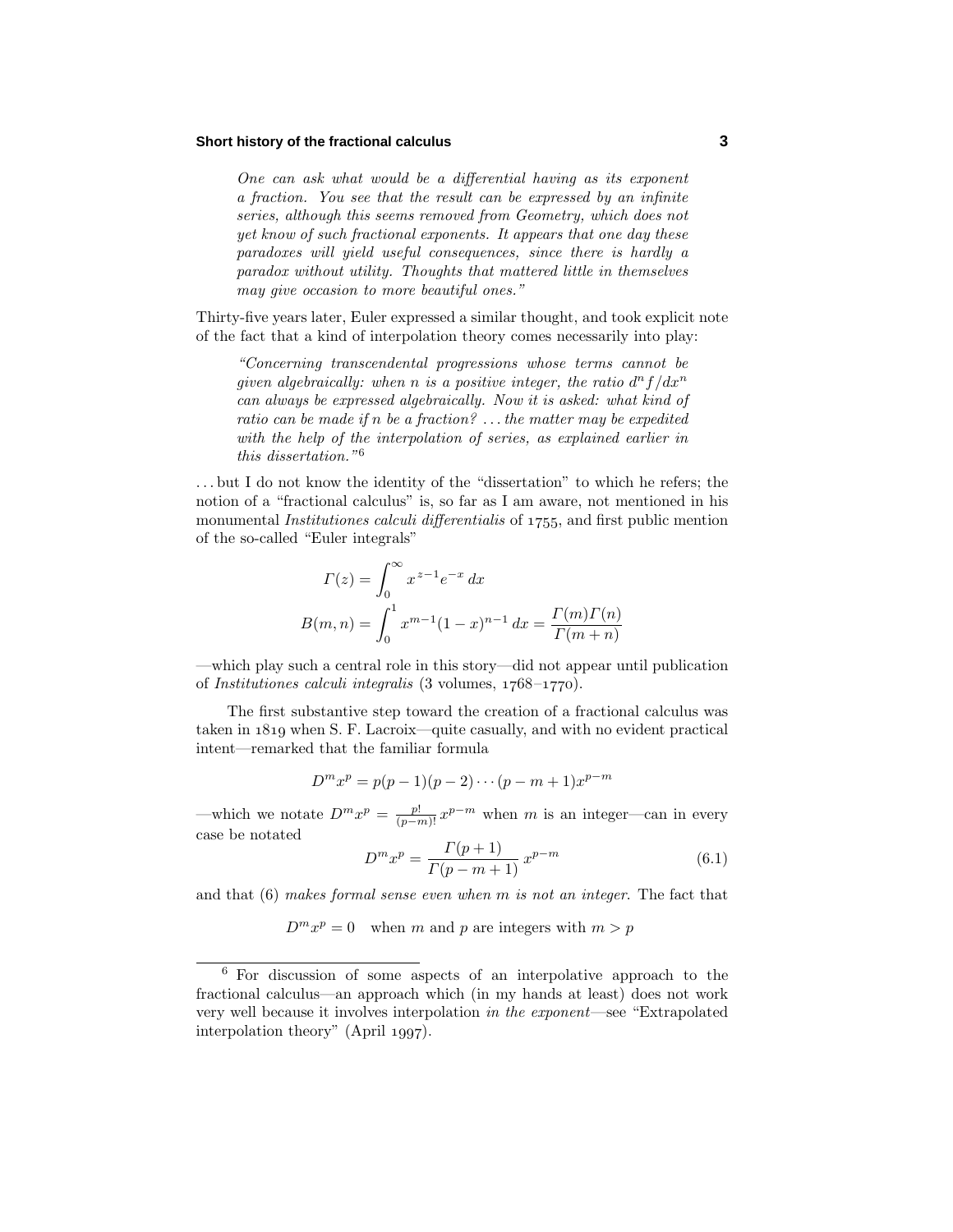*One can ask what would be a differential having as its exponent a fraction. You see that the result can be expressed by an infinite series, although this seems removed from Geometry, which does not yet know of such fractional exponents. It appears that one day these paradoxes will yield useful consequences, since there is hardly a paradox without utility. Thoughts that mattered little in themselves may give occasion to more beautiful ones."*

Thirty-five years later, Euler expressed a similar thought, and took explicit note of the fact that a kind of interpolation theory comes necessarily into play:

*"Concerning transcendental progressions whose terms cannot be given algebraically: when n is a positive integer, the ratio $d^n f/dx^n$ can always be expressed algebraically. Now it is asked: what kind of ratio can be made if n be a fraction? ... the matter may be expedited with the help of the interpolation of series, as explained earlier in this dissertation."*[6]

... but I do not know the identity of the "dissertation" to which he refers; the notion of a "fractional calculus" is, so far as I am aware, not mentioned in his monumental *Institutiones calculi differentialis* of 1755, and first public mention of the so-called "Euler integrals"

$$\Gamma(z) = \int_0^\infty x^{z-1}e^{-x}\,dx$$

$$B(m,n) = \int_0^1 x^{m-1}(1-x)^{n-1}\,dx = \frac{\Gamma(m)\Gamma(n)}{\Gamma(m+n)}$$

—which play such a central role in this story—did not appear until publication of *Institutiones calculi integralis* (3 volumes, 1768–1770).

The first substantive step toward the creation of a fractional calculus was taken in 1819 when S. F. Lacroix—quite casually, and with no evident practical intent—remarked that the familiar formula

$$D^m x^p = p(p-1)(p-2)\cdots(p-m+1)x^{p-m}$$

—which we notate $D^m x^p = \frac{p!}{(p-m)!}\,x^{p-m}$ when $m$ is an integer—can in every case be notated

$$D^m x^p = \frac{\Gamma(p+1)}{\Gamma(p-m+1)}\,x^{p-m} \tag{6.1}$$

and that (6) *makes formal sense even when m is not an integer*. The fact that

$$D^m x^p = 0 \quad \text{when } m \text{ and } p \text{ are integers with } m > p$$

---

[6] For discussion of some aspects of an interpolative approach to the fractional calculus—an approach which (in my hands at least) does not work very well because it involves interpolation *in the exponent*—see "Extrapolated interpolation theory" (April 1997).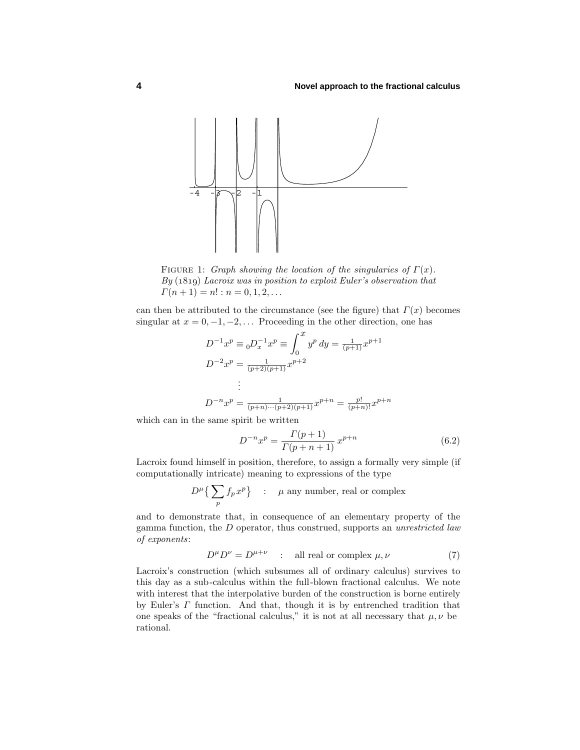FIGURE 1: *Graph showing the location of the singularies of $\Gamma(x)$. By (1819) Lacroix was in position to exploit Euler's observation that $\Gamma(n+1) = n! : n = 0, 1, 2, \ldots$*

can then be attributed to the circumstance (see the figure) that $\Gamma(x)$ becomes singular at $x = 0, -1, -2, \ldots$ Proceeding in the other direction, one has

$$
\begin{aligned}
D^{-1}x^p &\equiv {}_0D_x^{-1}x^p \equiv \int_0^x y^p \, dy = \tfrac{1}{(p+1)}x^{p+1} \\
D^{-2}x^p &= \tfrac{1}{(p+2)(p+1)}x^{p+2} \\
&\vdots \\
D^{-n}x^p &= \tfrac{1}{(p+n)\cdots(p+2)(p+1)}x^{p+n} = \tfrac{p!}{(p+n)!}x^{p+n}
\end{aligned}
$$

which can in the same spirit be written

$$
D^{-n}x^p = \frac{\Gamma(p+1)}{\Gamma(p+n+1)}\, x^{p+n} \tag{6.2}
$$

Lacroix found himself in position, therefore, to assign a formally very simple (if computationally intricate) meaning to expressions of the type

$$
D^{\mu}\big\{\sum_p f_p\, x^p\big\} \quad : \quad \mu \text{ any number, real or complex}
$$

and to demonstrate that, in consequence of an elementary property of the gamma function, the $D$ operator, thus construed, supports an *unrestricted law of exponents*:

$$
D^{\mu}D^{\nu} = D^{\mu+\nu} \quad : \quad \text{all real or complex } \mu, \nu \tag{7}
$$

Lacroix's construction (which subsumes all of ordinary calculus) survives to this day as a sub-calculus within the full-blown fractional calculus. We note with interest that the interpolative burden of the construction is borne entirely by Euler's $\Gamma$ function. And that, though it is by entrenched tradition that one speaks of the "fractional calculus," it is not at all necessary that $\mu, \nu$ be rational.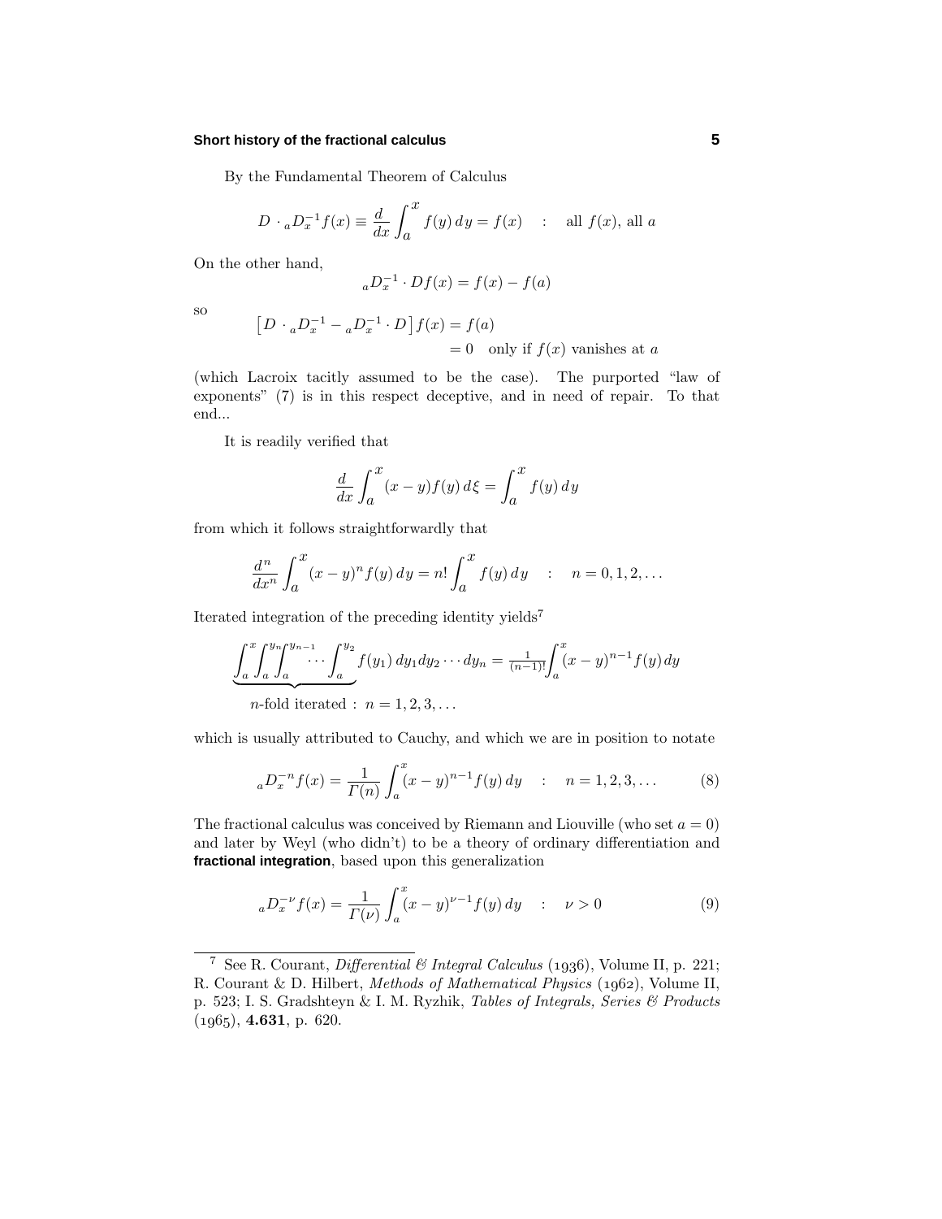By the Fundamental Theorem of Calculus

$$D \cdot {}_aD_x^{-1} f(x) \equiv \frac{d}{dx}\int_a^x f(y)\,dy = f(x) \quad : \quad \text{all } f(x), \text{ all } a$$

On the other hand,

$${}_aD_x^{-1} \cdot Df(x) = f(x) - f(a)$$

so

$$\begin{aligned}\big[D \cdot {}_aD_x^{-1} - {}_aD_x^{-1} \cdot D\big] f(x) &= f(a)\\ &= 0 \quad \text{only if } f(x) \text{ vanishes at } a\end{aligned}$$

(which Lacroix tacitly assumed to be the case). The purported "law of exponents" (7) is in this respect deceptive, and in need of repair. To that end...

It is readily verified that

$$\frac{d}{dx}\int_a^x (x-y)f(y)\,d\xi = \int_a^x f(y)\,dy$$

from which it follows straightforwardly that

$$\frac{d^n}{dx^n}\int_a^x (x-y)^n f(y)\,dy = n!\int_a^x f(y)\,dy \quad : \quad n = 0, 1, 2, \ldots$$

Iterated integration of the preceding identity yields[7]

$$\underbrace{\int_a^x\int_a^{y_n}\int_a^{y_{n-1}}\!\!\cdots\int_a^{y_2}}_{n\text{-fold iterated }:\; n=1,2,3,\ldots} f(y_1)\,dy_1 dy_2\cdots dy_n = \tfrac{1}{(n-1)!}\int_a^x (x-y)^{n-1} f(y)\,dy$$

which is usually attributed to Cauchy, and which we are in position to notate

$${}_aD_x^{-n} f(x) = \frac{1}{\Gamma(n)}\int_a^x (x-y)^{n-1} f(y)\,dy \quad : \quad n = 1, 2, 3, \ldots \tag{8}$$

The fractional calculus was conceived by Riemann and Liouville (who set $a = 0$) and later by Weyl (who didn't) to be a theory of ordinary differentiation and **fractional integration**, based upon this generalization

$${}_aD_x^{-\nu} f(x) = \frac{1}{\Gamma(\nu)}\int_a^x (x-y)^{\nu-1} f(y)\,dy \quad : \quad \nu > 0 \tag{9}$$

---

[7] See R. Courant, *Differential & Integral Calculus* (1936), Volume II, p. 221; R. Courant & D. Hilbert, *Methods of Mathematical Physics* (1962), Volume II, p. 523; I. S. Gradshteyn & I. M. Ryzhik, *Tables of Integrals, Series & Products* (1965), **4.631**, p. 620.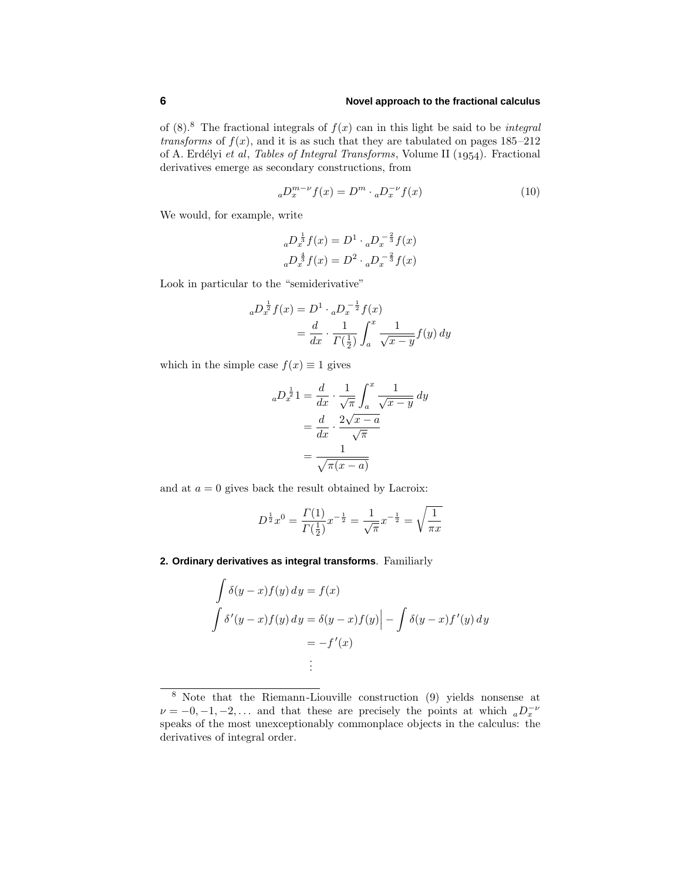of (8).[8] The fractional integrals of $f(x)$ can in this light be said to be *integral transforms* of $f(x)$, and it is as such that they are tabulated on pages 185–212 of A. Erdélyi *et al*, *Tables of Integral Transforms*, Volume II (1954). Fractional derivatives emerge as secondary constructions, from

$$
{}_aD_x^{m-\nu} f(x) = D^m \cdot {}_aD_x^{-\nu} f(x) \tag{10}
$$

We would, for example, write

$$
\begin{aligned}
{}_aD_x^{\frac{1}{3}} f(x) &= D^1 \cdot {}_aD_x^{-\frac{2}{3}} f(x) \\
{}_aD_x^{\frac{4}{3}} f(x) &= D^2 \cdot {}_aD_x^{-\frac{2}{3}} f(x)
\end{aligned}
$$

Look in particular to the "semiderivative"

$$
\begin{aligned}
{}_aD_x^{\frac{1}{2}} f(x) &= D^1 \cdot {}_aD_x^{-\frac{1}{2}} f(x) \\
&= \frac{d}{dx} \cdot \frac{1}{\Gamma(\frac{1}{2})} \int_a^x \frac{1}{\sqrt{x-y}} f(y)\, dy
\end{aligned}
$$

which in the simple case $f(x) \equiv 1$ gives

$$
\begin{aligned}
{}_aD_x^{\frac{1}{2}} 1 &= \frac{d}{dx} \cdot \frac{1}{\sqrt{\pi}} \int_a^x \frac{1}{\sqrt{x-y}}\, dy \\
&= \frac{d}{dx} \cdot \frac{2\sqrt{x-a}}{\sqrt{\pi}} \\
&= \frac{1}{\sqrt{\pi(x-a)}}
\end{aligned}
$$

and at $a = 0$ gives back the result obtained by Lacroix:

$$
D^{\frac{1}{2}} x^0 = \frac{\Gamma(1)}{\Gamma(\frac{1}{2})} x^{-\frac{1}{2}} = \frac{1}{\sqrt{\pi}} x^{-\frac{1}{2}} = \sqrt{\frac{1}{\pi x}}
$$

**2. Ordinary derivatives as integral transforms**. Familiarly

$$
\begin{aligned}
\int \delta(y-x) f(y)\, dy &= f(x) \\
\int \delta'(y-x) f(y)\, dy &= \delta(y-x) f(y)\Big| - \int \delta(y-x) f'(y)\, dy \\
&= -f'(x) \\
&\;\;\vdots
\end{aligned}
$$

[8] Note that the Riemann-Liouville construction (9) yields nonsense at $\nu = -0, -1, -2, \ldots$ and that these are precisely the points at which ${}_aD_x^{-\nu}$ speaks of the most unexceptionably commonplace objects in the calculus: the derivatives of integral order.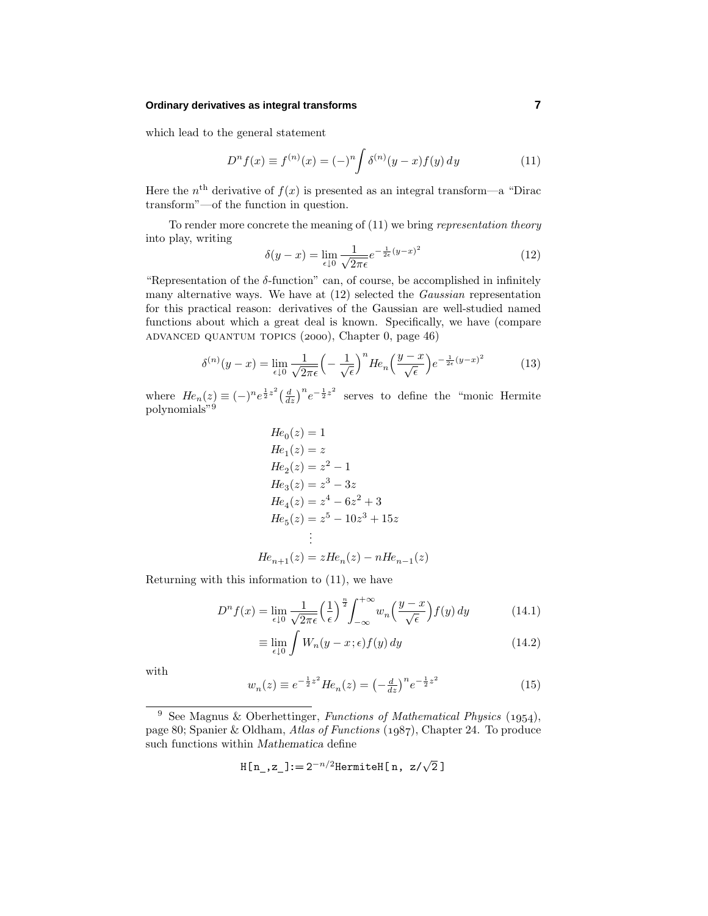which lead to the general statement

$$D^n f(x) \equiv f^{(n)}(x) = (-)^n \int \delta^{(n)}(y-x) f(y)\, dy \tag{11}$$

Here the $n^{\text{th}}$ derivative of $f(x)$ is presented as an integral transform—a "Dirac transform"—of the function in question.

To render more concrete the meaning of (11) we bring *representation theory* into play, writing

$$\delta(y-x) = \lim_{\epsilon \downarrow 0} \frac{1}{\sqrt{2\pi\epsilon}} e^{-\frac{1}{2\epsilon}(y-x)^2} \tag{12}$$

"Representation of the $\delta$-function" can, of course, be accomplished in infinitely many alternative ways. We have at (12) selected the *Gaussian* representation for this practical reason: derivatives of the Gaussian are well-studied named functions about which a great deal is known. Specifically, we have (compare ADVANCED QUANTUM TOPICS (2000), Chapter 0, page 46)

$$\delta^{(n)}(y-x) = \lim_{\epsilon \downarrow 0} \frac{1}{\sqrt{2\pi\epsilon}} \Big(-\frac{1}{\sqrt{\epsilon}}\Big)^n He_n\Big(\frac{y-x}{\sqrt{\epsilon}}\Big) e^{-\frac{1}{2\epsilon}(y-x)^2} \tag{13}$$

where $He_n(z) \equiv (-)^n e^{\frac{1}{2}z^2} \big(\frac{d}{dz}\big)^n e^{-\frac{1}{2}z^2}$ serves to define the "monic Hermite polynomials"[9]

$$\begin{aligned}
He_0(z) &= 1 \\
He_1(z) &= z \\
He_2(z) &= z^2 - 1 \\
He_3(z) &= z^3 - 3z \\
He_4(z) &= z^4 - 6z^2 + 3 \\
He_5(z) &= z^5 - 10z^3 + 15z \\
&\;\;\vdots \\
He_{n+1}(z) &= zHe_n(z) - nHe_{n-1}(z)
\end{aligned}$$

Returning with this information to (11), we have

$$D^n f(x) = \lim_{\epsilon \downarrow 0} \frac{1}{\sqrt{2\pi\epsilon}} \Big(\frac{1}{\epsilon}\Big)^{\frac{n}{2}} \int_{-\infty}^{+\infty} w_n\Big(\frac{y-x}{\sqrt{\epsilon}}\Big) f(y)\, dy \tag{14.1}$$

$$\equiv \lim_{\epsilon \downarrow 0} \int W_n(y-x;\epsilon) f(y)\, dy \tag{14.2}$$

with

$$w_n(z) \equiv e^{-\frac{1}{2}z^2} He_n(z) = \big(-\tfrac{d}{dz}\big)^n e^{-\frac{1}{2}z^2} \tag{15}$$

---

[9] See Magnus & Oberhettinger, *Functions of Mathematical Physics* (1954), page 80; Spanier & Oldham, *Atlas of Functions* (1987), Chapter 24. To produce such functions within *Mathematica* define

```
H[n_,z_]:= 2^(-n/2)HermiteH[n, z/√2]
```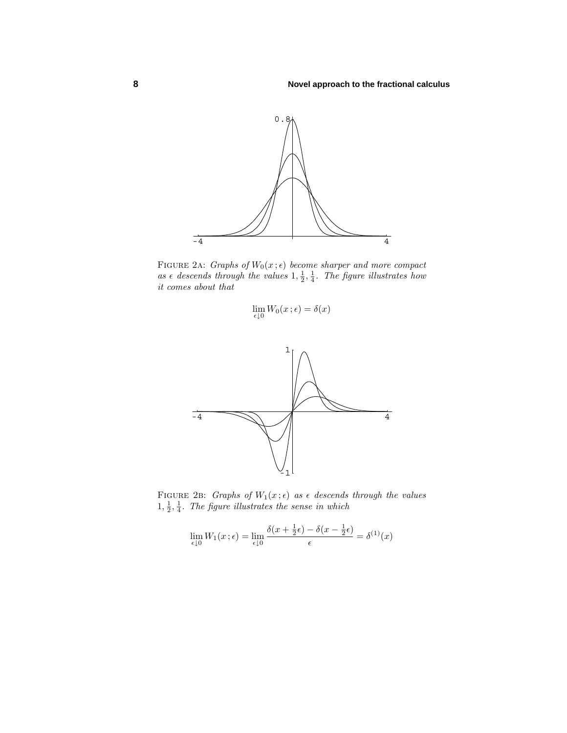FIGURE 2A: *Graphs of $W_0(x\,;\epsilon)$ become sharper and more compact as $\epsilon$ descends through the values $1, \frac{1}{2}, \frac{1}{4}$. The figure illustrates how it comes about that*

$$\lim_{\epsilon \downarrow 0} W_0(x\,;\epsilon) = \delta(x)$$

FIGURE 2B: *Graphs of $W_1(x\,;\epsilon)$ as $\epsilon$ descends through the values $1, \frac{1}{2}, \frac{1}{4}$. The figure illustrates the sense in which*

$$\lim_{\epsilon \downarrow 0} W_1(x\,;\epsilon) = \lim_{\epsilon \downarrow 0} \frac{\delta(x + \frac{1}{2}\epsilon) - \delta(x - \frac{1}{2}\epsilon)}{\epsilon} = \delta^{(1)}(x)$$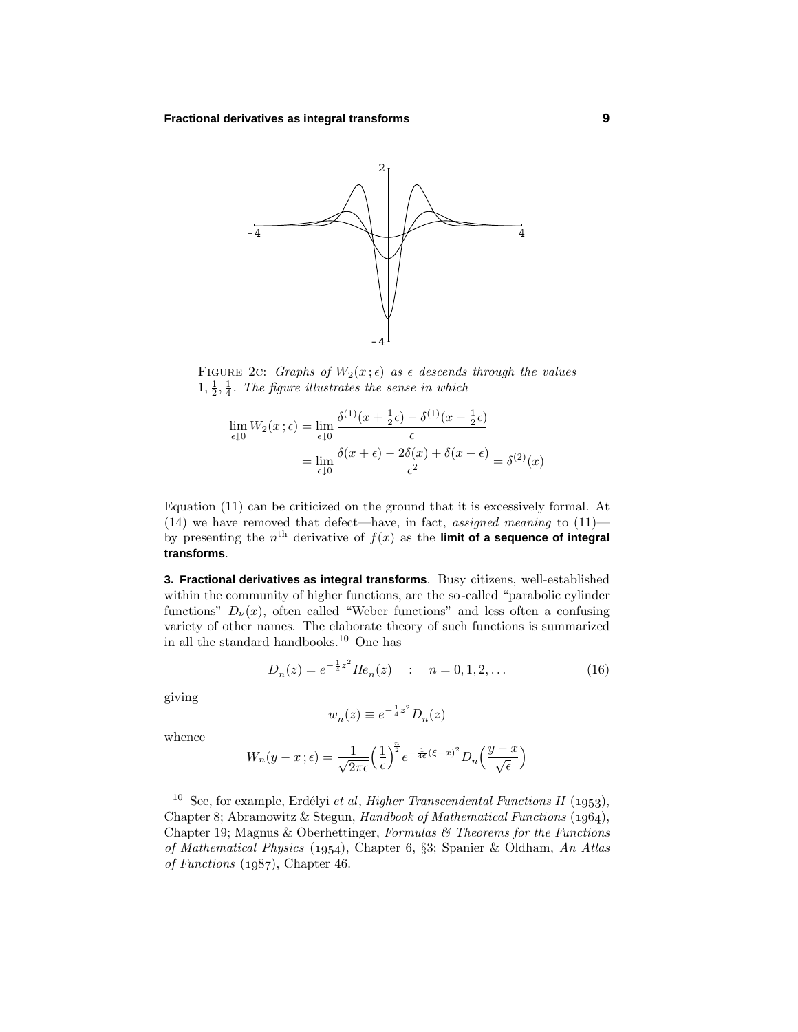FIGURE 2C: *Graphs of $W_2(x\,;\epsilon)$ as $\epsilon$ descends through the values $1, \frac{1}{2}, \frac{1}{4}$. The figure illustrates the sense in which*

$$\begin{aligned}\lim_{\epsilon\downarrow 0} W_2(x\,;\epsilon) &= \lim_{\epsilon\downarrow 0}\frac{\delta^{(1)}(x+\frac{1}{2}\epsilon)-\delta^{(1)}(x-\frac{1}{2}\epsilon)}{\epsilon}\\ &= \lim_{\epsilon\downarrow 0}\frac{\delta(x+\epsilon)-2\delta(x)+\delta(x-\epsilon)}{\epsilon^2}=\delta^{(2)}(x)\end{aligned}$$

Equation (11) can be criticized on the ground that it is excessively formal. At (14) we have removed that defect—have, in fact, *assigned meaning* to (11)—by presenting the $n^{\text{th}}$ derivative of $f(x)$ as the **limit of a sequence of integral transforms**.

**3. Fractional derivatives as integral transforms**. Busy citizens, well-established within the community of higher functions, are the so-called "parabolic cylinder functions" $D_\nu(x)$, often called "Weber functions" and less often a confusing variety of other names. The elaborate theory of such functions is summarized in all the standard handbooks.[10] One has

$$D_n(z) = e^{-\frac{1}{4}z^2}He_n(z) \quad : \quad n = 0,1,2,\ldots \tag{16}$$

giving

$$w_n(z) \equiv e^{-\frac{1}{4}z^2}D_n(z)$$

whence

$$W_n(y-x\,;\epsilon) = \frac{1}{\sqrt{2\pi\epsilon}}\Big(\frac{1}{\epsilon}\Big)^{\frac{n}{2}}e^{-\frac{1}{4\epsilon}(\xi-x)^2}D_n\Big(\frac{y-x}{\sqrt{\epsilon}}\Big)$$

[10] See, for example, Erdélyi *et al*, *Higher Transcendental Functions II* (1953), Chapter 8; Abramowitz & Stegun, *Handbook of Mathematical Functions* (1964), Chapter 19; Magnus & Oberhettinger, *Formulas & Theorems for the Functions of Mathematical Physics* (1954), Chapter 6, §3; Spanier & Oldham, *An Atlas of Functions* (1987), Chapter 46.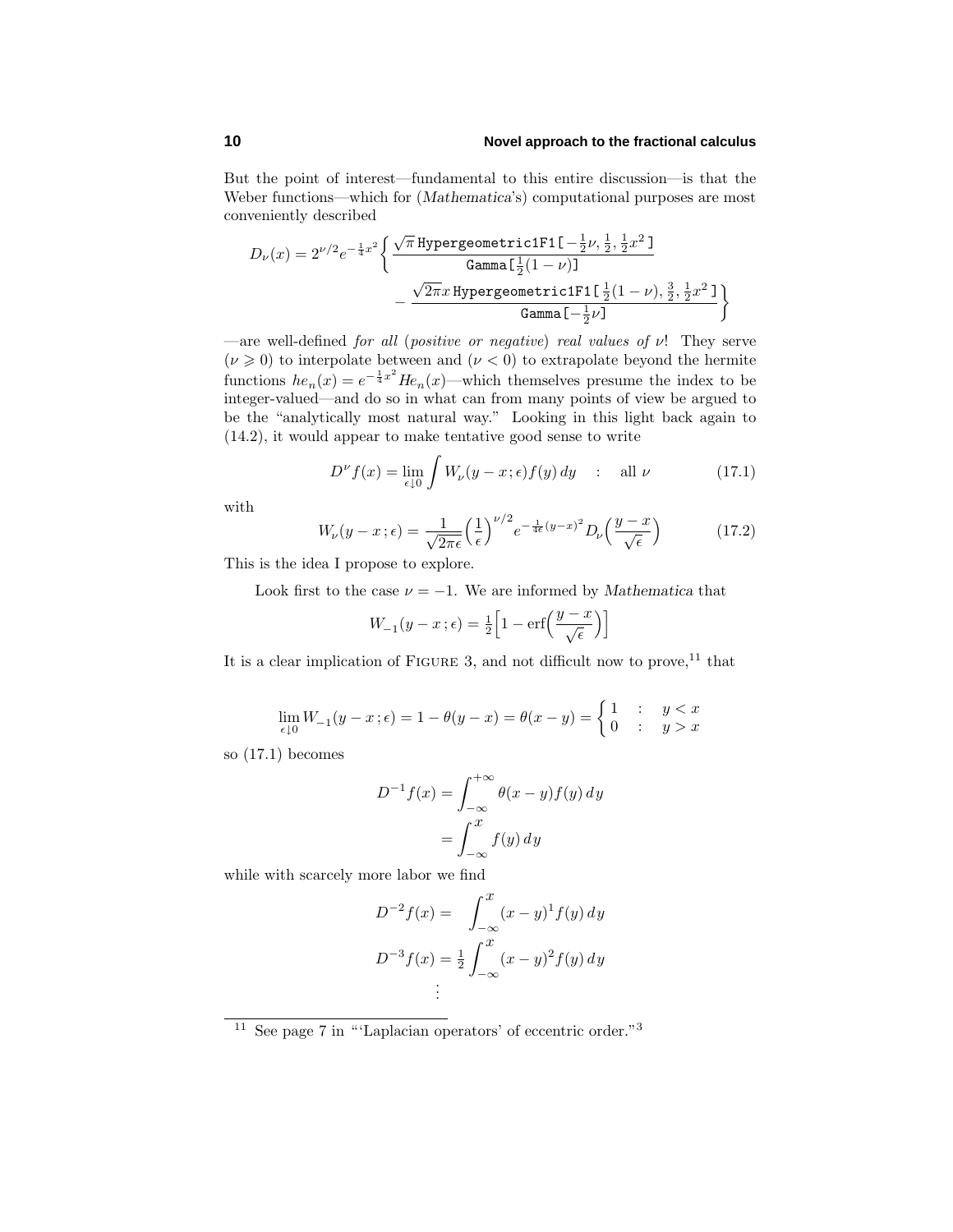But the point of interest—fundamental to this entire discussion—is that the Weber functions—which for (*Mathematica*'s) computational purposes are most conveniently described

$$D_\nu(x) = 2^{\nu/2} e^{-\frac{1}{4}x^2}\left\{ \frac{\sqrt{\pi}\,\texttt{Hypergeometric1F1}[-\tfrac{1}{2}\nu,\tfrac{1}{2},\tfrac{1}{2}x^2]}{\texttt{Gamma}[\tfrac{1}{2}(1-\nu)]} - \frac{\sqrt{2\pi}x\,\texttt{Hypergeometric1F1}[\tfrac{1}{2}(1-\nu),\tfrac{3}{2},\tfrac{1}{2}x^2]}{\texttt{Gamma}[-\tfrac{1}{2}\nu]}\right\}$$

—are well-defined *for all* (*positive or negative*) *real values of* $\nu$! They serve ($\nu \geqslant 0$) to interpolate between and ($\nu < 0$) to extrapolate beyond the hermite functions $he_n(x) = e^{-\frac{1}{4}x^2}He_n(x)$—which themselves presume the index to be integer-valued—and do so in what can from many points of view be argued to be the "analytically most natural way." Looking in this light back again to (14.2), it would appear to make tentative good sense to write

$$D^\nu f(x) = \lim_{\epsilon\downarrow 0}\int W_\nu(y-x\,;\epsilon)f(y)\,dy \quad : \quad \text{all } \nu \tag{17.1}$$

with

$$W_\nu(y-x\,;\epsilon) = \frac{1}{\sqrt{2\pi\epsilon}}\Big(\frac{1}{\epsilon}\Big)^{\nu/2} e^{-\frac{1}{4\epsilon}(y-x)^2} D_\nu\Big(\frac{y-x}{\sqrt{\epsilon}}\Big) \tag{17.2}$$

This is the idea I propose to explore.

Look first to the case $\nu = -1$. We are informed by *Mathematica* that

$$W_{-1}(y-x\,;\epsilon) = \tfrac{1}{2}\Big[1 - \text{erf}\Big(\frac{y-x}{\sqrt{\epsilon}}\Big)\Big]$$

It is a clear implication of Figure 3, and not difficult now to prove,[11] that

$$\lim_{\epsilon\downarrow 0} W_{-1}(y-x\,;\epsilon) = 1-\theta(y-x) = \theta(x-y) = \begin{cases} 1 & : \quad y < x \\ 0 & : \quad y > x \end{cases}$$

so (17.1) becomes

$$\begin{aligned} D^{-1}f(x) &= \int_{-\infty}^{+\infty}\theta(x-y)f(y)\,dy \\ &= \int_{-\infty}^{x} f(y)\,dy \end{aligned}$$

while with scarcely more labor we find

$$\begin{aligned} D^{-2}f(x) &= \quad\int_{-\infty}^{x}(x-y)^1 f(y)\,dy \\ D^{-3}f(x) &= \tfrac{1}{2}\int_{-\infty}^{x}(x-y)^2 f(y)\,dy \\ &\;\;\vdots \end{aligned}$$

---

[11] See page 7 in "'Laplacian operators' of eccentric order."[3]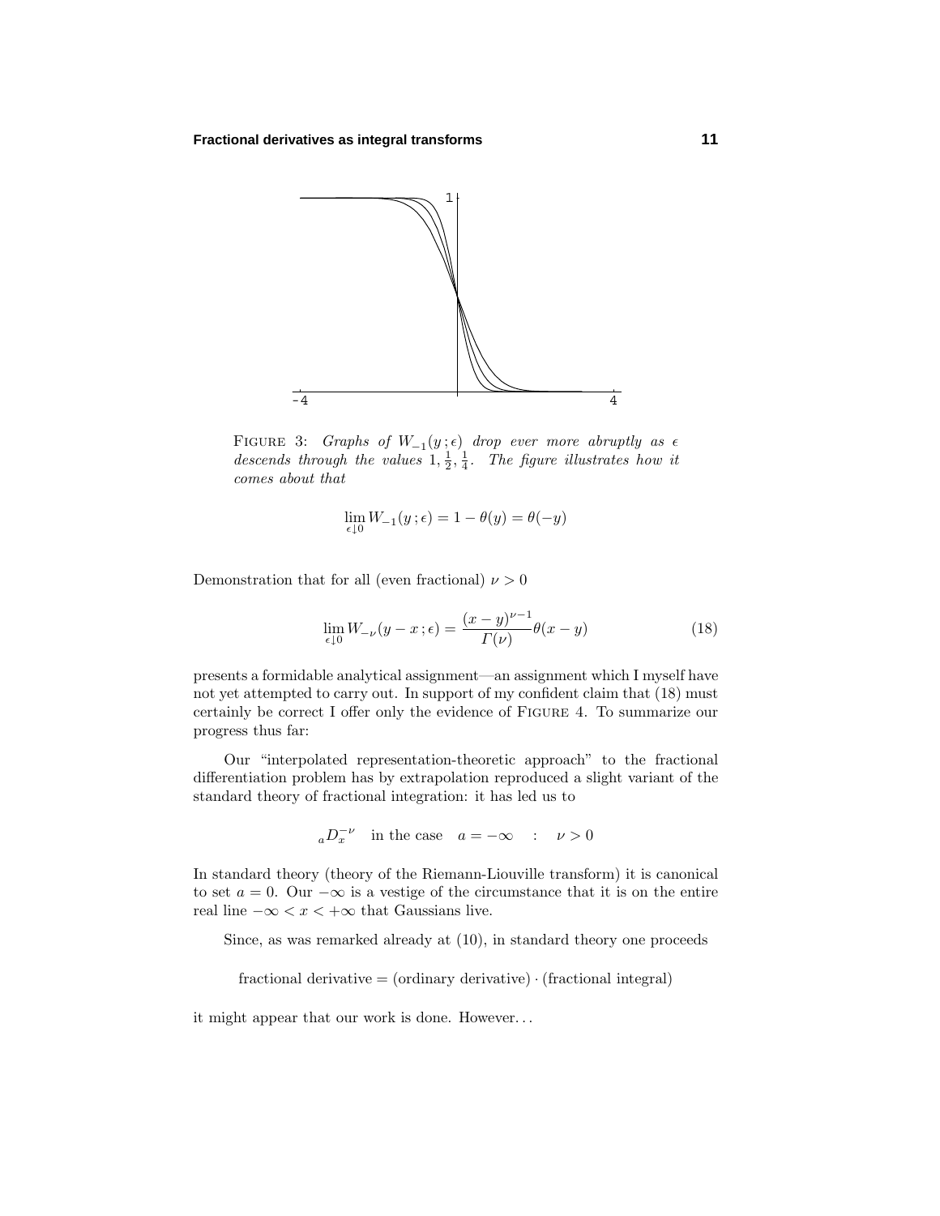FIGURE 3: *Graphs of $W_{-1}(y\,;\epsilon)$ drop ever more abruptly as $\epsilon$ descends through the values $1, \frac{1}{2}, \frac{1}{4}$. The figure illustrates how it comes about that*

$$\lim_{\epsilon\downarrow 0} W_{-1}(y\,;\epsilon) = 1 - \theta(y) = \theta(-y)$$

Demonstration that for all (even fractional) $\nu > 0$

$$\lim_{\epsilon\downarrow 0} W_{-\nu}(y - x\,;\epsilon) = \frac{(x-y)^{\nu-1}}{\Gamma(\nu)}\theta(x-y) \tag{18}$$

presents a formidable analytical assignment—an assignment which I myself have not yet attempted to carry out. In support of my confident claim that (18) must certainly be correct I offer only the evidence of FIGURE 4. To summarize our progress thus far:

Our "interpolated representation-theoretic approach" to the fractional differentiation problem has by extrapolation reproduced a slight variant of the standard theory of fractional integration: it has led us to

$${}_aD_x^{-\nu} \quad \text{in the case} \quad a = -\infty \quad : \quad \nu > 0$$

In standard theory (theory of the Riemann-Liouville transform) it is canonical to set $a = 0$. Our $-\infty$ is a vestige of the circumstance that it is on the entire real line $-\infty < x < +\infty$ that Gaussians live.

Since, as was remarked already at (10), in standard theory one proceeds

$$\text{fractional derivative} = (\text{ordinary derivative}) \cdot (\text{fractional integral})$$

it might appear that our work is done. However...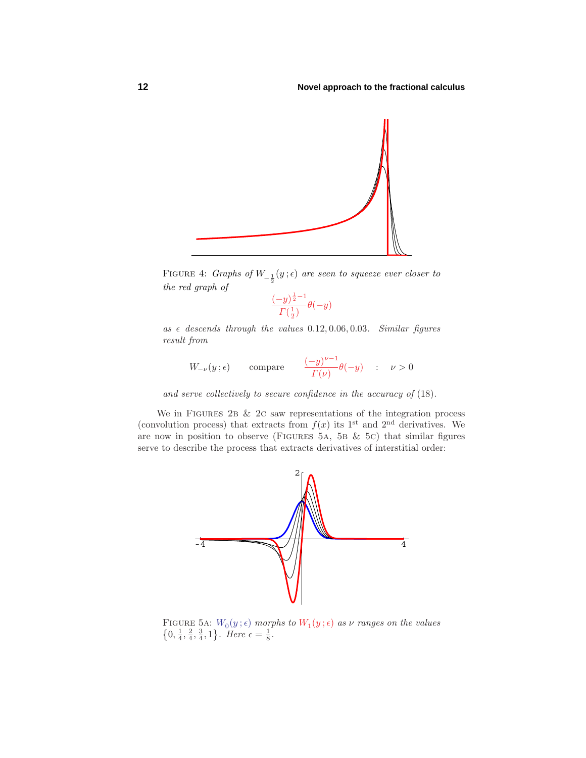FIGURE 4: *Graphs of* $W_{-\frac{1}{2}}(y\,;\epsilon)$ *are seen to squeeze ever closer to the red graph of*

$$\frac{(-y)^{\frac{1}{2}-1}}{\Gamma(\frac{1}{2})}\theta(-y)$$

*as* $\epsilon$ *descends through the values* $0.12, 0.06, 0.03$. *Similar figures result from*

$$W_{-\nu}(y\,;\epsilon) \qquad \text{compare} \qquad \frac{(-y)^{\nu-1}}{\Gamma(\nu)}\theta(-y) \quad : \quad \nu > 0$$

*and serve collectively to secure confidence in the accuracy of* (18).

We in FIGURES 2B & 2C saw representations of the integration process (convolution process) that extracts from $f(x)$ its 1st and 2nd derivatives. We are now in position to observe (FIGURES 5A, 5B & 5C) that similar figures serve to describe the process that extracts derivatives of interstitial order:

FIGURE 5A: $W_0(y\,;\epsilon)$ *morphs to* $W_1(y\,;\epsilon)$ *as* $\nu$ *ranges on the values* $\{0, \frac{1}{4}, \frac{2}{4}, \frac{3}{4}, 1\}$. *Here* $\epsilon = \frac{1}{8}$.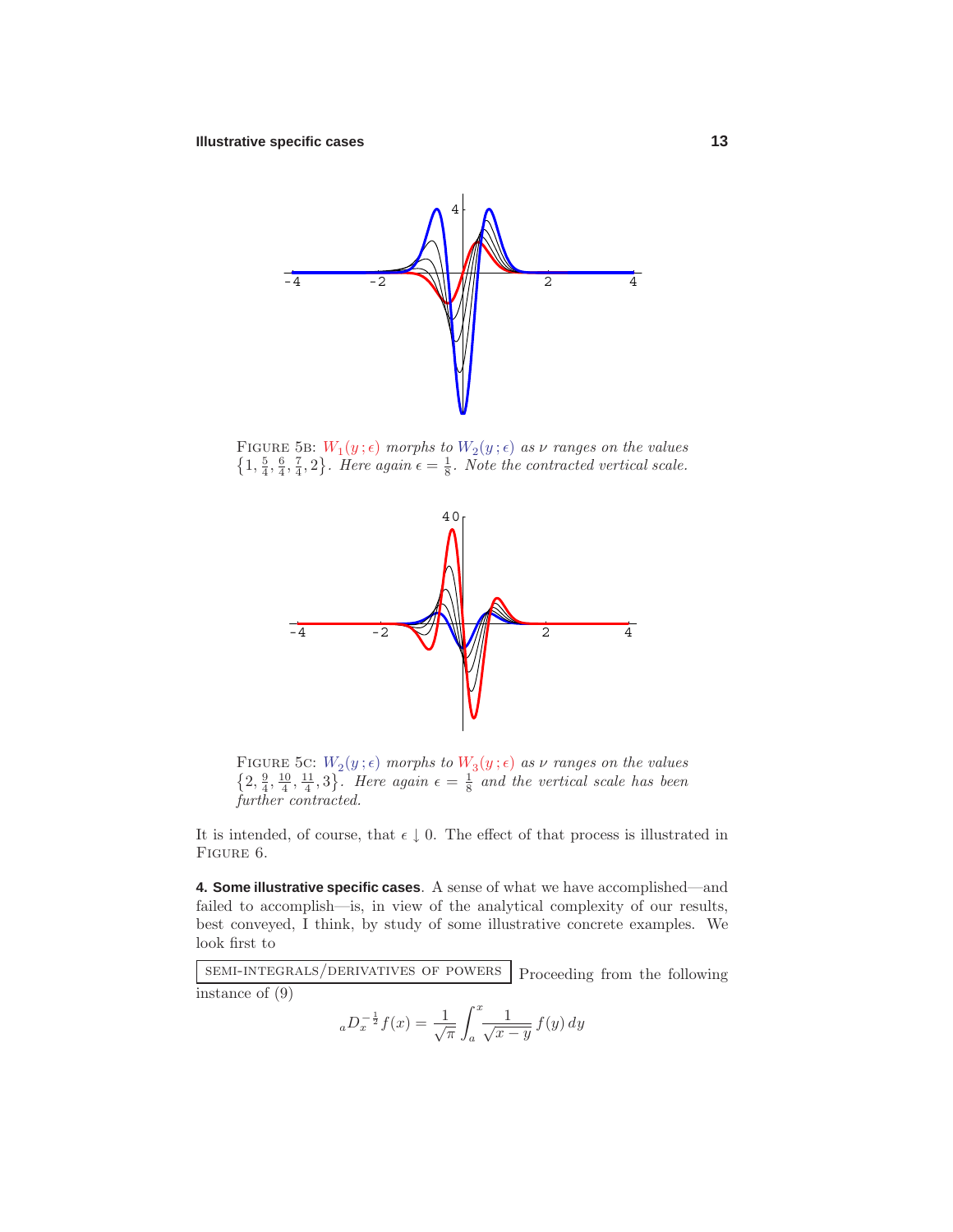FIGURE 5B: $W_1(y\,;\epsilon)$ *morphs to* $W_2(y\,;\epsilon)$ *as* $\nu$ *ranges on the values* $\left\{1, \frac{5}{4}, \frac{6}{4}, \frac{7}{4}, 2\right\}$. *Here again* $\epsilon = \frac{1}{8}$. *Note the contracted vertical scale.*

FIGURE 5C: $W_2(y\,;\epsilon)$ *morphs to* $W_3(y\,;\epsilon)$ *as* $\nu$ *ranges on the values* $\left\{2, \frac{9}{4}, \frac{10}{4}, \frac{11}{4}, 3\right\}$. *Here again* $\epsilon = \frac{1}{8}$ *and the vertical scale has been further contracted.*

It is intended, of course, that $\epsilon \downarrow 0$. The effect of that process is illustrated in FIGURE 6.

**4. Some illustrative specific cases**. A sense of what we have accomplished—and failed to accomplish—is, in view of the analytical complexity of our results, best conveyed, I think, by study of some illustrative concrete examples. We look first to

SEMI-INTEGRALS/DERIVATIVES OF POWERS Proceeding from the following instance of (9)

$$
{}_aD_x^{-\frac{1}{2}} f(x) = \frac{1}{\sqrt{\pi}} \int_a^x \frac{1}{\sqrt{x-y}}\, f(y)\, dy
$$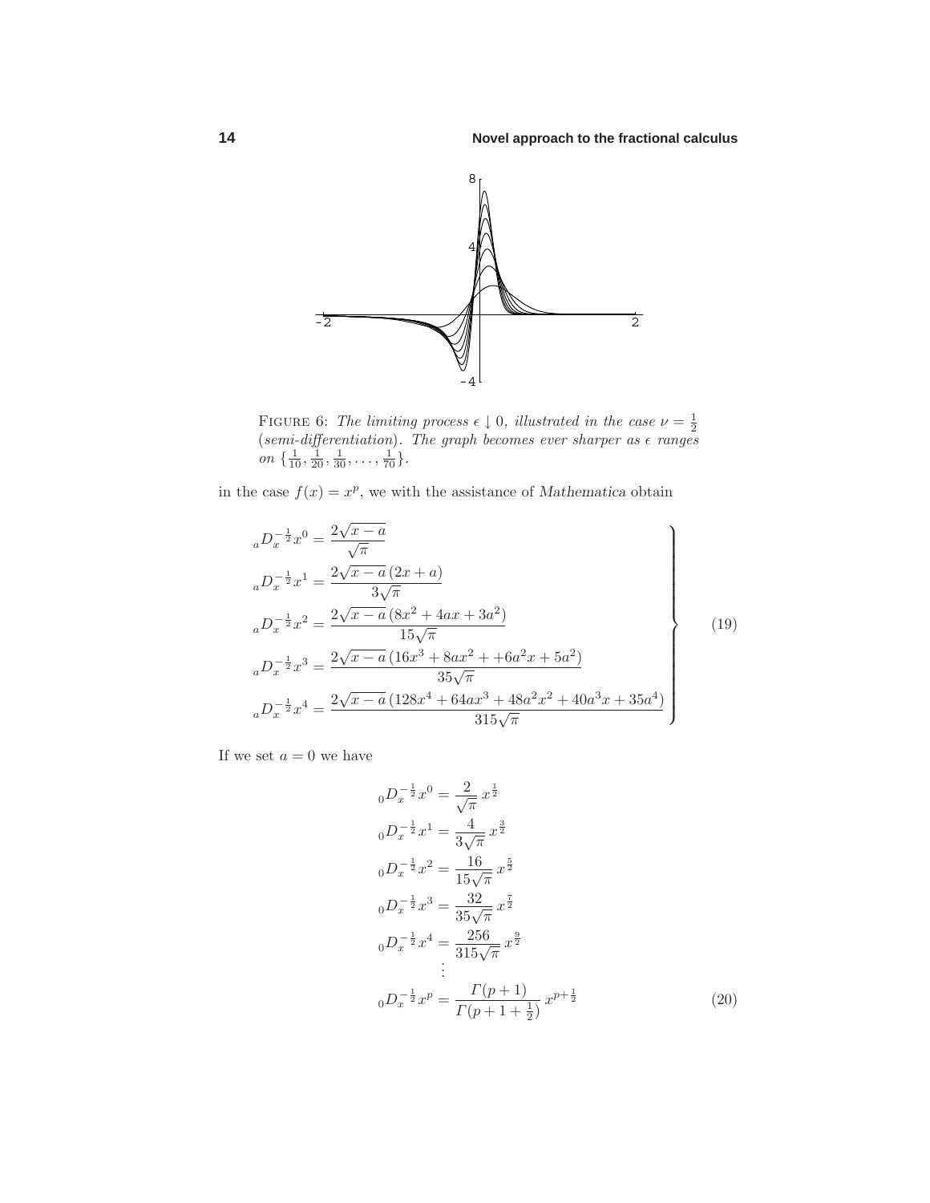FIGURE 6: *The limiting process $\epsilon \downarrow 0$, illustrated in the case $\nu = \frac{1}{2}$ (semi-differentiation). The graph becomes ever sharper as $\epsilon$ ranges on $\{\frac{1}{10}, \frac{1}{20}, \frac{1}{30}, \ldots, \frac{1}{70}\}$.*

in the case $f(x) = x^p$, we with the assistance of *Mathematica* obtain

$$
\left.
\begin{aligned}
{}_aD_x^{-\frac{1}{2}} x^0 &= \frac{2\sqrt{x-a}}{\sqrt{\pi}} \\
{}_aD_x^{-\frac{1}{2}} x^1 &= \frac{2\sqrt{x-a}\,(2x+a)}{3\sqrt{\pi}} \\
{}_aD_x^{-\frac{1}{2}} x^2 &= \frac{2\sqrt{x-a}\,(8x^2+4ax+3a^2)}{15\sqrt{\pi}} \\
{}_aD_x^{-\frac{1}{2}} x^3 &= \frac{2\sqrt{x-a}\,(16x^3+8ax^2++6a^2x+5a^2)}{35\sqrt{\pi}} \\
{}_aD_x^{-\frac{1}{2}} x^4 &= \frac{2\sqrt{x-a}\,(128x^4+64ax^3+48a^2x^2+40a^3x+35a^4)}{315\sqrt{\pi}}
\end{aligned}
\right\} \tag{19}
$$

If we set $a = 0$ we have

$$
\begin{aligned}
{}_0D_x^{-\frac{1}{2}} x^0 &= \frac{2}{\sqrt{\pi}}\, x^{\frac{1}{2}} \\
{}_0D_x^{-\frac{1}{2}} x^1 &= \frac{4}{3\sqrt{\pi}}\, x^{\frac{3}{2}} \\
{}_0D_x^{-\frac{1}{2}} x^2 &= \frac{16}{15\sqrt{\pi}}\, x^{\frac{5}{2}} \\
{}_0D_x^{-\frac{1}{2}} x^3 &= \frac{32}{35\sqrt{\pi}}\, x^{\frac{7}{2}} \\
{}_0D_x^{-\frac{1}{2}} x^4 &= \frac{256}{315\sqrt{\pi}}\, x^{\frac{9}{2}} \\
&\;\;\vdots \\
{}_0D_x^{-\frac{1}{2}} x^p &= \frac{\Gamma(p+1)}{\Gamma(p+1+\frac{1}{2})}\, x^{p+\frac{1}{2}}
\end{aligned} \tag{20}
$$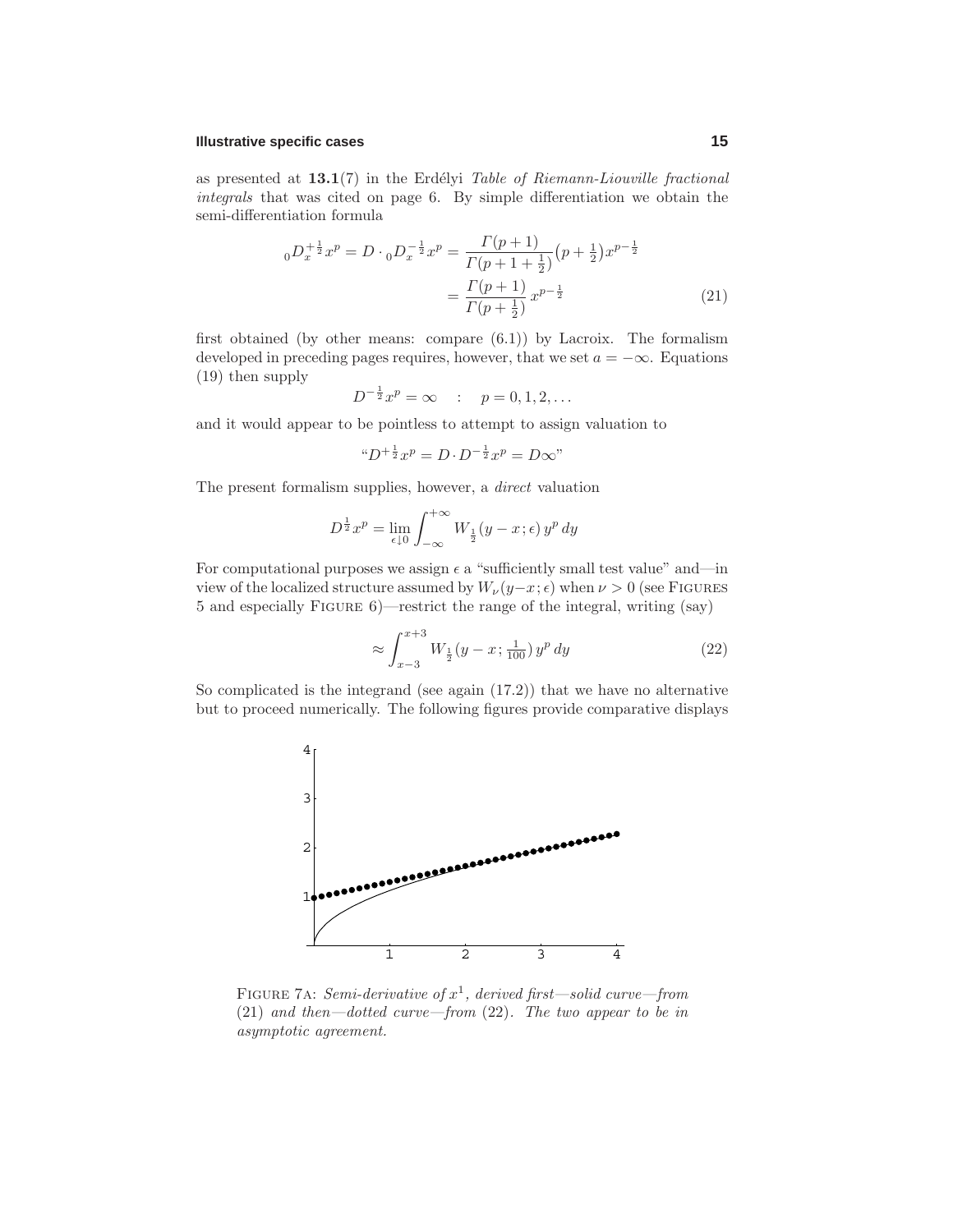as presented at **13.1**(7) in the Erdélyi *Table of Riemann-Liouville fractional integrals* that was cited on page 6. By simple differentiation we obtain the semi-differentiation formula

$$
\begin{aligned}
{}_0D_x^{+\frac{1}{2}} x^p = D \cdot {}_0D_x^{-\frac{1}{2}} x^p &= \frac{\Gamma(p+1)}{\Gamma(p+1+\frac{1}{2})}\big(p+\tfrac{1}{2}\big)x^{p-\frac{1}{2}} \\
&= \frac{\Gamma(p+1)}{\Gamma(p+\frac{1}{2})}\, x^{p-\frac{1}{2}}
\end{aligned}
\tag{21}
$$

first obtained (by other means: compare (6.1)) by Lacroix. The formalism developed in preceding pages requires, however, that we set $a = -\infty$. Equations (19) then supply

$$D^{-\frac{1}{2}} x^p = \infty \quad : \quad p = 0, 1, 2, \ldots$$

and it would appear to be pointless to attempt to assign valuation to

$$\text{“}D^{+\frac{1}{2}} x^p = D \cdot D^{-\frac{1}{2}} x^p = D\infty\text{”}$$

The present formalism supplies, however, a *direct* valuation

$$D^{\frac{1}{2}} x^p = \lim_{\epsilon \downarrow 0} \int_{-\infty}^{+\infty} W_{\frac{1}{2}}(y-x;\epsilon)\, y^p\, dy$$

For computational purposes we assign $\epsilon$ a “sufficiently small test value” and—in view of the localized structure assumed by $W_\nu(y-x;\epsilon)$ when $\nu > 0$ (see Figures 5 and especially Figure 6)—restrict the range of the integral, writing (say)

$$\approx \int_{x-3}^{x+3} W_{\frac{1}{2}}(y-x;\tfrac{1}{100})\, y^p\, dy \tag{22}$$

So complicated is the integrand (see again (17.2)) that we have no alternative but to proceed numerically. The following figures provide comparative displays

Figure 7a: *Semi-derivative of $x^1$, derived first—solid curve—from (21) and then—dotted curve—from (22). The two appear to be in asymptotic agreement.*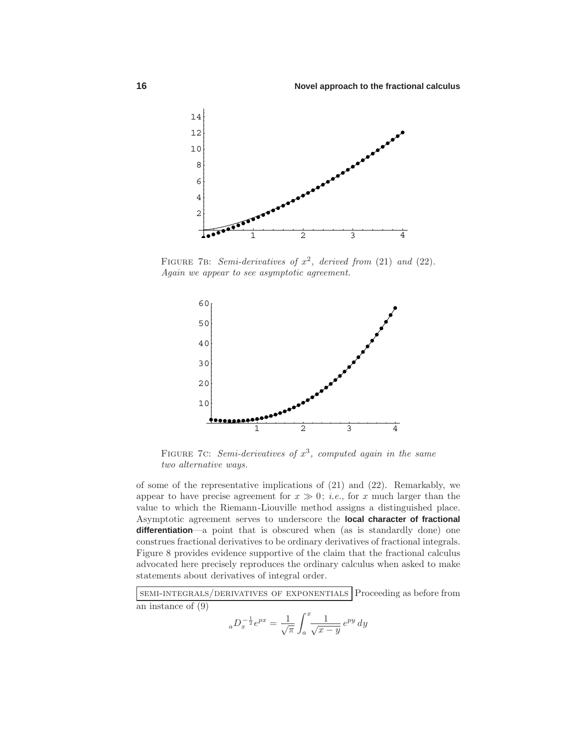FIGURE 7B: *Semi-derivatives of $x^2$, derived from (21) and (22). Again we appear to see asymptotic agreement.*

FIGURE 7C: *Semi-derivatives of $x^3$, computed again in the same two alternative ways.*

of some of the representative implications of (21) and (22). Remarkably, we appear to have precise agreement for $x \gg 0$; *i.e.*, for $x$ much larger than the value to which the Riemann-Liouville method assigns a distinguished place. Asymptotic agreement serves to underscore the **local character of fractional differentiation**—a point that is obscured when (as is standardly done) one construes fractional derivatives to be ordinary derivatives of fractional integrals. Figure 8 provides evidence supportive of the claim that the fractional calculus advocated here precisely reproduces the ordinary calculus when asked to make statements about derivatives of integral order.

SEMI-INTEGRALS/DERIVATIVES OF EXPONENTIALS Proceeding as before from an instance of (9)

$$
{}_aD_x^{-\frac{1}{2}} e^{px} = \frac{1}{\sqrt{\pi}} \int_a^x \frac{1}{\sqrt{x-y}}\, e^{py}\, dy
$$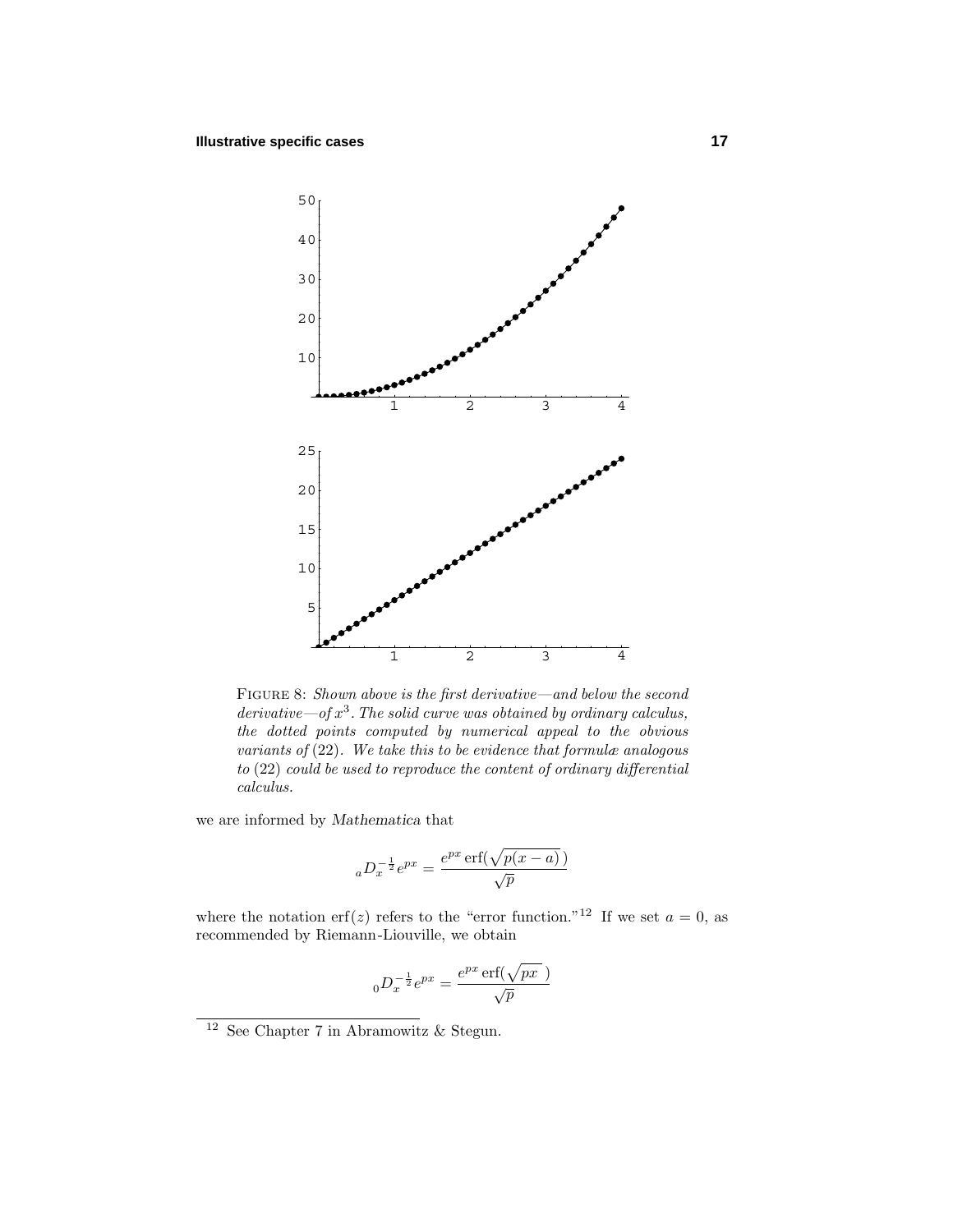FIGURE 8: *Shown above is the first derivative—and below the second derivative—of $x^3$. The solid curve was obtained by ordinary calculus, the dotted points computed by numerical appeal to the obvious variants of (22). We take this to be evidence that formulæ analogous to (22) could be used to reproduce the content of ordinary differential calculus.*

we are informed by *Mathematica* that

$$ {}_aD_x^{-\frac{1}{2}} e^{px} = \frac{e^{px}\,\text{erf}(\sqrt{p(x-a)}\,)}{\sqrt{p}} $$

where the notation $\text{erf}(z)$ refers to the "error function."[12] If we set $a = 0$, as recommended by Riemann-Liouville, we obtain

$$ {}_0D_x^{-\frac{1}{2}} e^{px} = \frac{e^{px}\,\text{erf}(\sqrt{px}\,)}{\sqrt{p}} $$

[12] See Chapter 7 in Abramowitz & Stegun.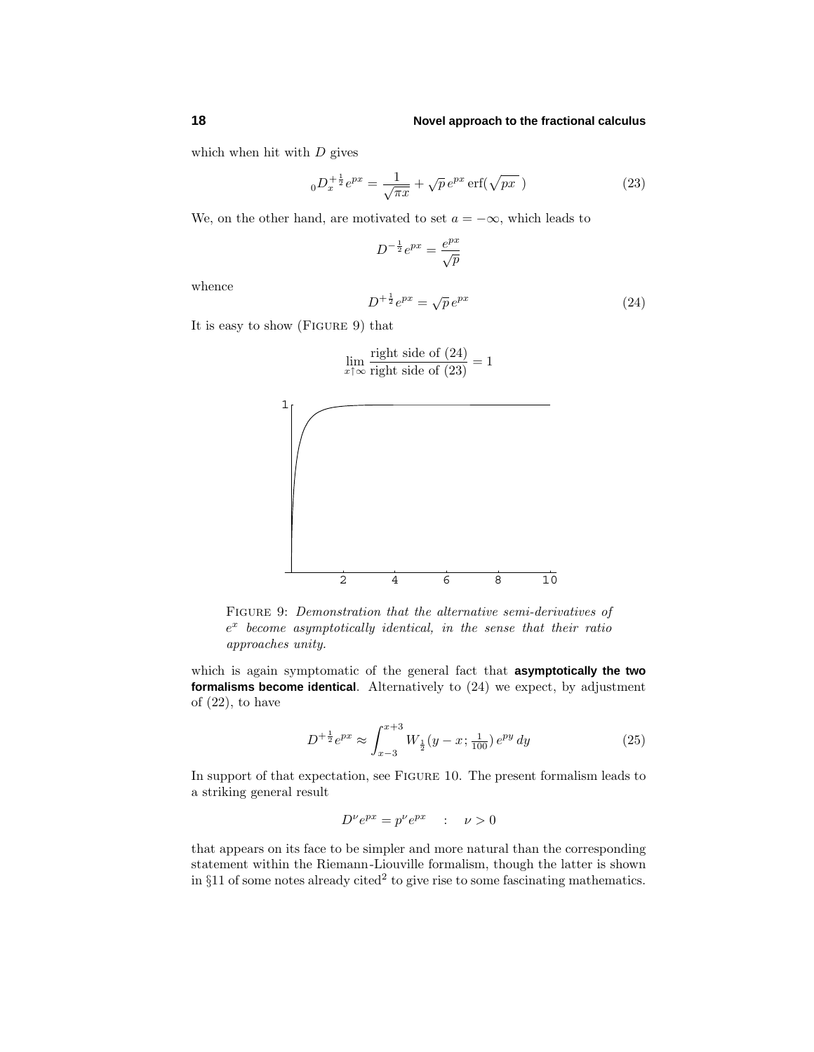which when hit with $D$ gives

$$ {}_0D_x^{+\frac{1}{2}} e^{px} = \frac{1}{\sqrt{\pi x}} + \sqrt{p}\, e^{px} \operatorname{erf}(\sqrt{px}\,) \tag{23} $$

We, on the other hand, are motivated to set $a = -\infty$, which leads to

$$ D^{-\frac{1}{2}} e^{px} = \frac{e^{px}}{\sqrt{p}} $$

whence

$$ D^{+\frac{1}{2}} e^{px} = \sqrt{p}\, e^{px} \tag{24} $$

It is easy to show (FIGURE 9) that

$$ \lim_{x\uparrow\infty} \frac{\text{right side of (24)}}{\text{right side of (23)}} = 1 $$

FIGURE 9: *Demonstration that the alternative semi-derivatives of $e^x$ become asymptotically identical, in the sense that their ratio approaches unity.*

which is again symptomatic of the general fact that **asymptotically the two formalisms become identical**. Alternatively to (24) we expect, by adjustment of (22), to have

$$ D^{+\frac{1}{2}} e^{px} \approx \int_{x-3}^{x+3} W_{\frac{1}{2}}(y - x; \tfrac{1}{100})\, e^{py}\, dy \tag{25} $$

In support of that expectation, see FIGURE 10. The present formalism leads to a striking general result

$$ D^{\nu} e^{px} = p^{\nu} e^{px} \quad : \quad \nu > 0 $$

that appears on its face to be simpler and more natural than the corresponding statement within the Riemann-Liouville formalism, though the latter is shown in §11 of some notes already cited[2] to give rise to some fascinating mathematics.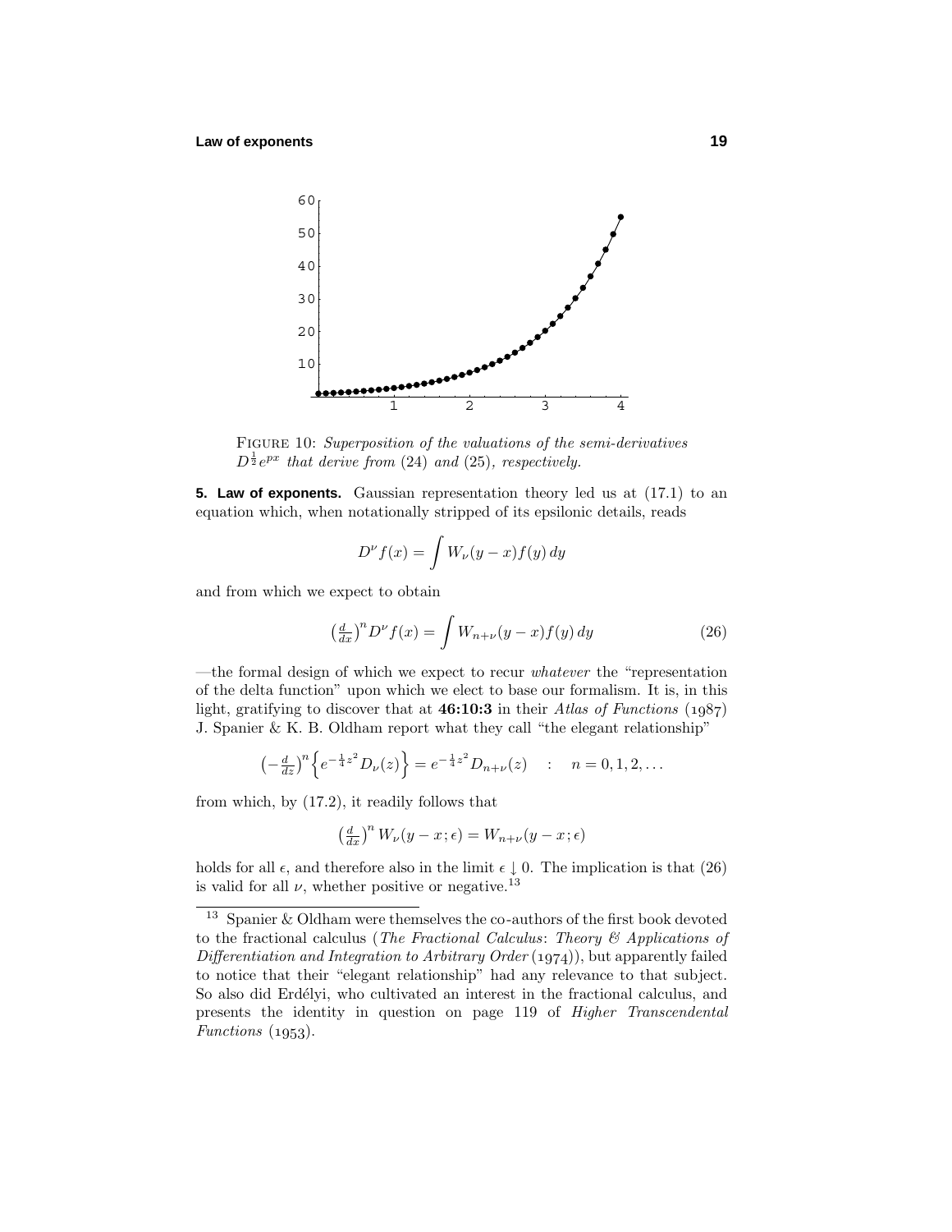FIGURE 10: *Superposition of the valuations of the semi-derivatives $D^{\frac{1}{2}}e^{px}$ that derive from (24) and (25), respectively.*

**5. Law of exponents.** Gaussian representation theory led us at (17.1) to an equation which, when notationally stripped of its epsilonic details, reads

$$D^\nu f(x) = \int W_\nu(y-x)f(y)\,dy$$

and from which we expect to obtain

$$\big(\tfrac{d}{dx}\big)^n D^\nu f(x) = \int W_{n+\nu}(y-x)f(y)\,dy \tag{26}$$

—the formal design of which we expect to recur *whatever* the "representation of the delta function" upon which we elect to base our formalism. It is, in this light, gratifying to discover that at **46:10:3** in their *Atlas of Functions* (1987) J. Spanier & K. B. Oldham report what they call "the elegant relationship"

$$\big(-\tfrac{d}{dz}\big)^n \Big\{e^{-\frac{1}{4}z^2}D_\nu(z)\Big\} = e^{-\frac{1}{4}z^2}D_{n+\nu}(z) \quad : \quad n = 0, 1, 2, \ldots$$

from which, by (17.2), it readily follows that

$$\big(\tfrac{d}{dx}\big)^n W_\nu(y-x;\epsilon) = W_{n+\nu}(y-x;\epsilon)$$

holds for all $\epsilon$, and therefore also in the limit $\epsilon \downarrow 0$. The implication is that (26) is valid for all $\nu$, whether positive or negative.[13]

[13] Spanier & Oldham were themselves the co-authors of the first book devoted to the fractional calculus (*The Fractional Calculus: Theory & Applications of Differentiation and Integration to Arbitrary Order* (1974)), but apparently failed to notice that their "elegant relationship" had any relevance to that subject. So also did Erdélyi, who cultivated an interest in the fractional calculus, and presents the identity in question on page 119 of *Higher Transcendental Functions* (1953).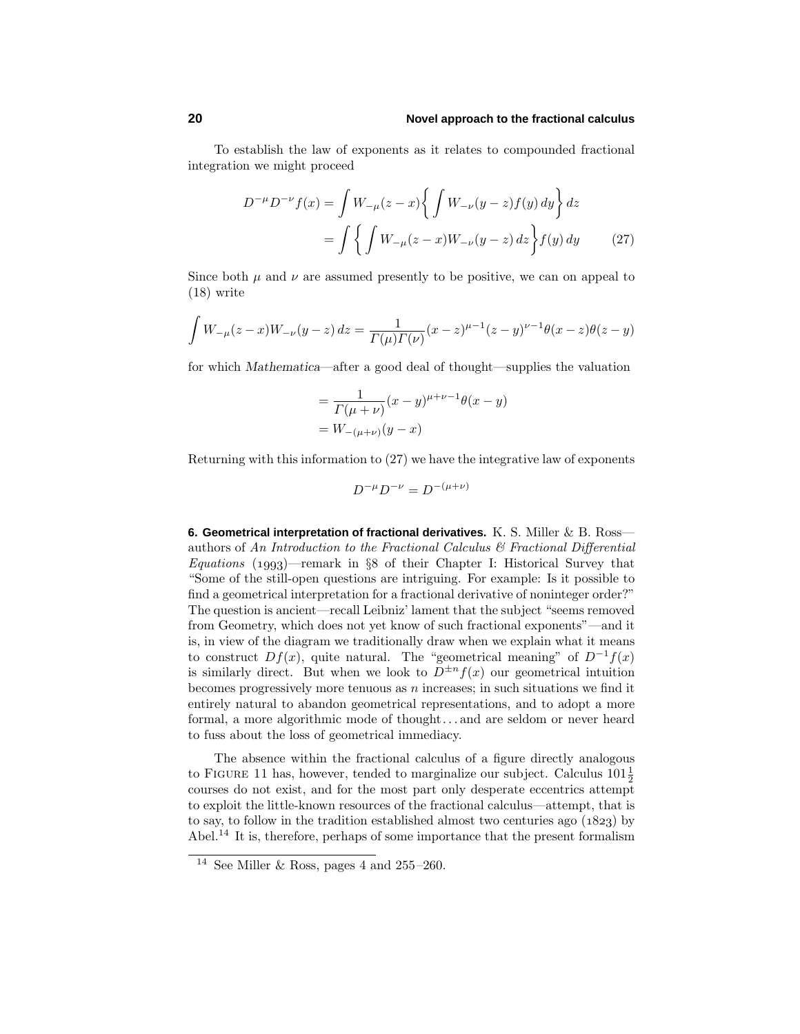To establish the law of exponents as it relates to compounded fractional integration we might proceed

$$
\begin{aligned}
D^{-\mu}D^{-\nu}f(x) &= \int W_{-\mu}(z-x)\bigg\{\int W_{-\nu}(y-z)f(y)\,dy\bigg\}\,dz \\
&= \int\bigg\{\int W_{-\mu}(z-x)W_{-\nu}(y-z)\,dz\bigg\}f(y)\,dy \qquad (27)
\end{aligned}
$$

Since both $\mu$ and $\nu$ are assumed presently to be positive, we can on appeal to (18) write

$$
\int W_{-\mu}(z-x)W_{-\nu}(y-z)\,dz = \frac{1}{\Gamma(\mu)\Gamma(\nu)}(x-z)^{\mu-1}(z-y)^{\nu-1}\theta(x-z)\theta(z-y)
$$

for which *Mathematica*—after a good deal of thought—supplies the valuation

$$
\begin{aligned}
&= \frac{1}{\Gamma(\mu+\nu)}(x-y)^{\mu+\nu-1}\theta(x-y) \\
&= W_{-(\mu+\nu)}(y-x)
\end{aligned}
$$

Returning with this information to (27) we have the integrative law of exponents

$$
D^{-\mu}D^{-\nu} = D^{-(\mu+\nu)}
$$

**6. Geometrical interpretation of fractional derivatives.** K. S. Miller & B. Ross—authors of *An Introduction to the Fractional Calculus & Fractional Differential Equations* (1993)—remark in §8 of their Chapter I: Historical Survey that "Some of the still-open questions are intriguing. For example: Is it possible to find a geometrical interpretation for a fractional derivative of noninteger order?" The question is ancient—recall Leibniz' lament that the subject "seems removed from Geometry, which does not yet know of such fractional exponents"—and it is, in view of the diagram we traditionally draw when we explain what it means to construct $Df(x)$, quite natural. The "geometrical meaning" of $D^{-1}f(x)$ is similarly direct. But when we look to $D^{\pm n}f(x)$ our geometrical intuition becomes progressively more tenuous as $n$ increases; in such situations we find it entirely natural to abandon geometrical representations, and to adopt a more formal, a more algorithmic mode of thought… and are seldom or never heard to fuss about the loss of geometrical immediacy.

The absence within the fractional calculus of a figure directly analogous to FIGURE 11 has, however, tended to marginalize our subject. Calculus $101\frac{1}{2}$ courses do not exist, and for the most part only desperate eccentrics attempt to exploit the little-known resources of the fractional calculus—attempt, that is to say, to follow in the tradition established almost two centuries ago (1823) by Abel.[14] It is, therefore, perhaps of some importance that the present formalism

[14] See Miller & Ross, pages 4 and 255–260.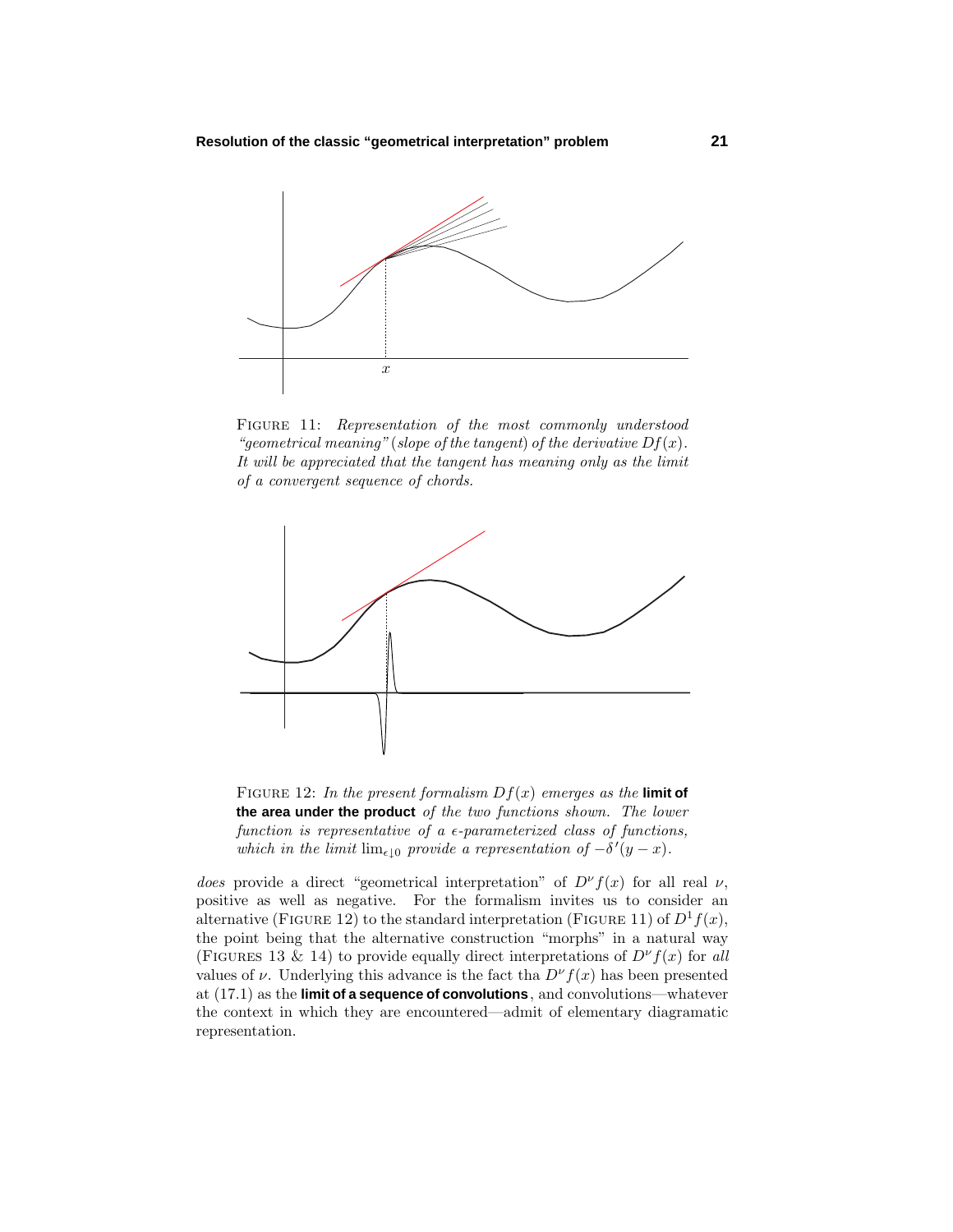FIGURE 11: *Representation of the most commonly understood "geometrical meaning" (slope of the tangent) of the derivative $Df(x)$. It will be appreciated that the tangent has meaning only as the limit of a convergent sequence of chords.*

FIGURE 12: *In the present formalism $Df(x)$ emerges as the* **limit of the area under the product** *of the two functions shown. The lower function is representative of a $\epsilon$-parameterized class of functions, which in the limit $\lim_{\epsilon\downarrow 0}$ provide a representation of $-\delta'(y-x)$.*

*does* provide a direct "geometrical interpretation" of $D^\nu f(x)$ for all real $\nu$, positive as well as negative. For the formalism invites us to consider an alternative (FIGURE 12) to the standard interpretation (FIGURE 11) of $D^1 f(x)$, the point being that the alternative construction "morphs" in a natural way (FIGURES 13 & 14) to provide equally direct interpretations of $D^\nu f(x)$ for *all* values of $\nu$. Underlying this advance is the fact tha $D^\nu f(x)$ has been presented at (17.1) as the **limit of a sequence of convolutions**, and convolutions—whatever the context in which they are encountered—admit of elementary diagramatic representation.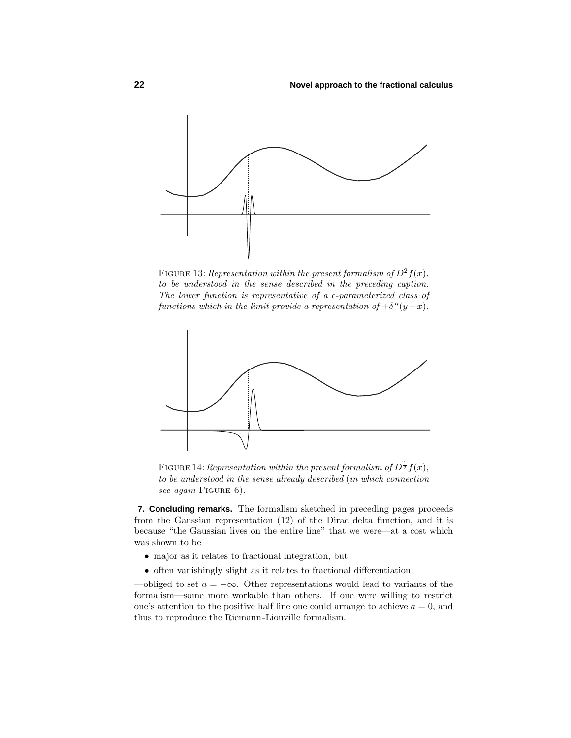FIGURE 13: *Representation within the present formalism of* $D^2 f(x)$*, to be understood in the sense described in the preceding caption. The lower function is representative of a* $\epsilon$*-parameterized class of functions which in the limit provide a representation of* $+\delta''(y-x)$.

FIGURE 14: *Representation within the present formalism of* $D^{\frac{1}{2}} f(x)$*, to be understood in the sense already described (in which connection see again* FIGURE 6).

**7. Concluding remarks.** The formalism sketched in preceding pages proceeds from the Gaussian representation (12) of the Dirac delta function, and it is because "the Gaussian lives on the entire line" that we were—at a cost which was shown to be

- major as it relates to fractional integration, but
- often vanishingly slight as it relates to fractional differentiation

—obliged to set $a = -\infty$. Other representations would lead to variants of the formalism—some more workable than others. If one were willing to restrict one's attention to the positive half line one could arrange to achieve $a = 0$, and thus to reproduce the Riemann-Liouville formalism.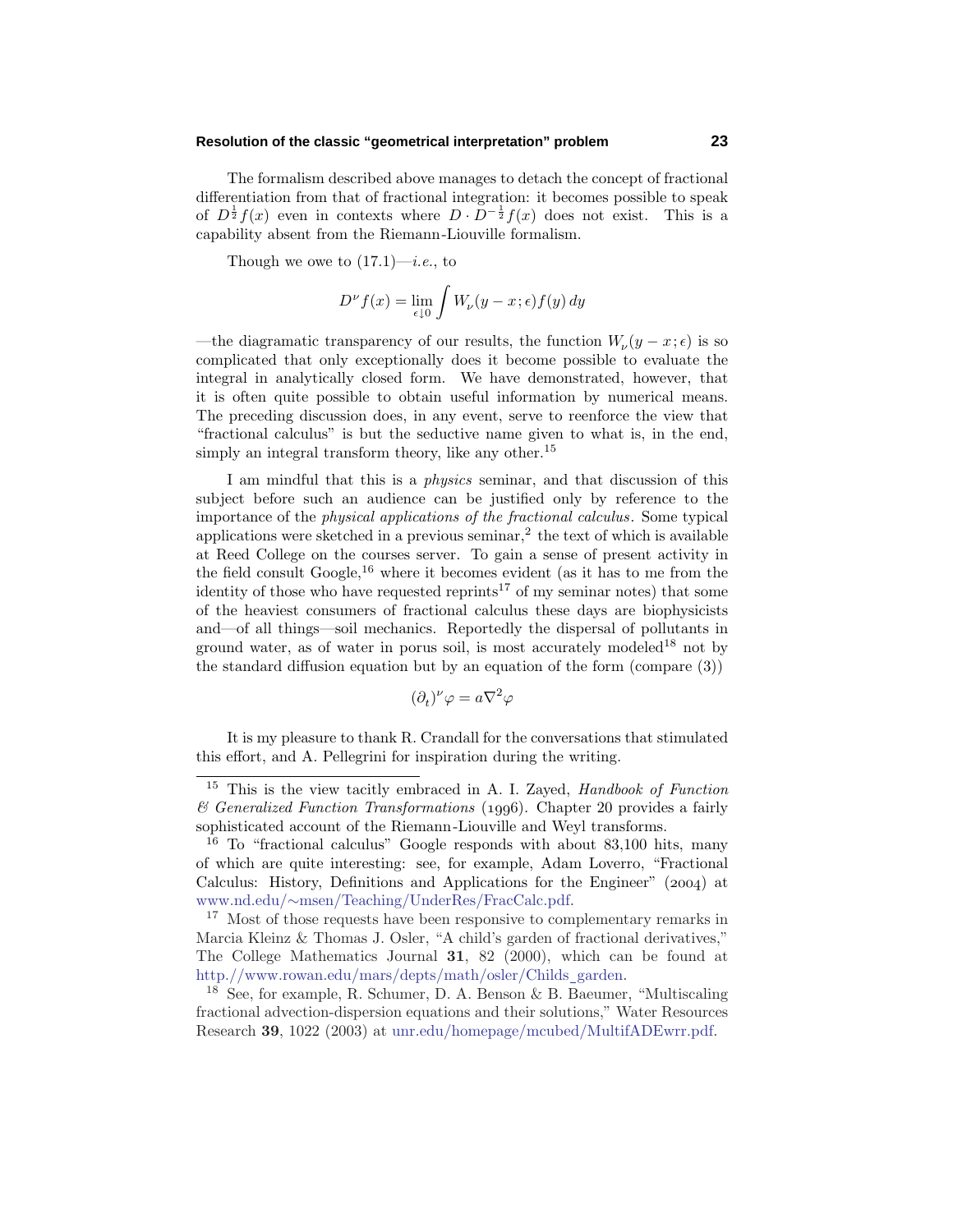The formalism described above manages to detach the concept of fractional differentiation from that of fractional integration: it becomes possible to speak of $D^{\frac{1}{2}}f(x)$ even in contexts where $D \cdot D^{-\frac{1}{2}}f(x)$ does not exist. This is a capability absent from the Riemann-Liouville formalism.

Though we owe to (17.1)—*i.e.*, to

$$D^\nu f(x) = \lim_{\epsilon \downarrow 0} \int W_\nu(y-x;\epsilon) f(y)\, dy$$

—the diagramatic transparency of our results, the function $W_\nu(y-x;\epsilon)$ is so complicated that only exceptionally does it become possible to evaluate the integral in analytically closed form. We have demonstrated, however, that it is often quite possible to obtain useful information by numerical means. The preceding discussion does, in any event, serve to reenforce the view that "fractional calculus" is but the seductive name given to what is, in the end, simply an integral transform theory, like any other.[15]

I am mindful that this is a *physics* seminar, and that discussion of this subject before such an audience can be justified only by reference to the importance of the *physical applications of the fractional calculus*. Some typical applications were sketched in a previous seminar,[2] the text of which is available at Reed College on the courses server. To gain a sense of present activity in the field consult Google,[16] where it becomes evident (as it has to me from the identity of those who have requested reprints[17] of my seminar notes) that some of the heaviest consumers of fractional calculus these days are biophysicists and—of all things—soil mechanics. Reportedly the dispersal of pollutants in ground water, as of water in porus soil, is most accurately modeled[18] not by the standard diffusion equation but by an equation of the form (compare (3))

$$(\partial_t)^\nu \varphi = a\nabla^2\varphi$$

It is my pleasure to thank R. Crandall for the conversations that stimulated this effort, and A. Pellegrini for inspiration during the writing.

---

[15] This is the view tacitly embraced in A. I. Zayed, *Handbook of Function & Generalized Function Transformations* (1996). Chapter 20 provides a fairly sophisticated account of the Riemann-Liouville and Weyl transforms.

[16] To "fractional calculus" Google responds with about 83,100 hits, many of which are quite interesting: see, for example, Adam Loverro, "Fractional Calculus: History, Definitions and Applications for the Engineer" (2004) at www.nd.edu/∼msen/Teaching/UnderRes/FracCalc.pdf.

[17] Most of those requests have been responsive to complementary remarks in Marcia Kleinz & Thomas J. Osler, "A child's garden of fractional derivatives," The College Mathematics Journal **31**, 82 (2000), which can be found at http://www.rowan.edu/mars/depts/math/osler/Childs_garden.

[18] See, for example, R. Schumer, D. A. Benson & B. Baeumer, "Multiscaling fractional advection-dispersion equations and their solutions," Water Resources Research **39**, 1022 (2003) at unr.edu/homepage/mcubed/MultifADEwrr.pdf.